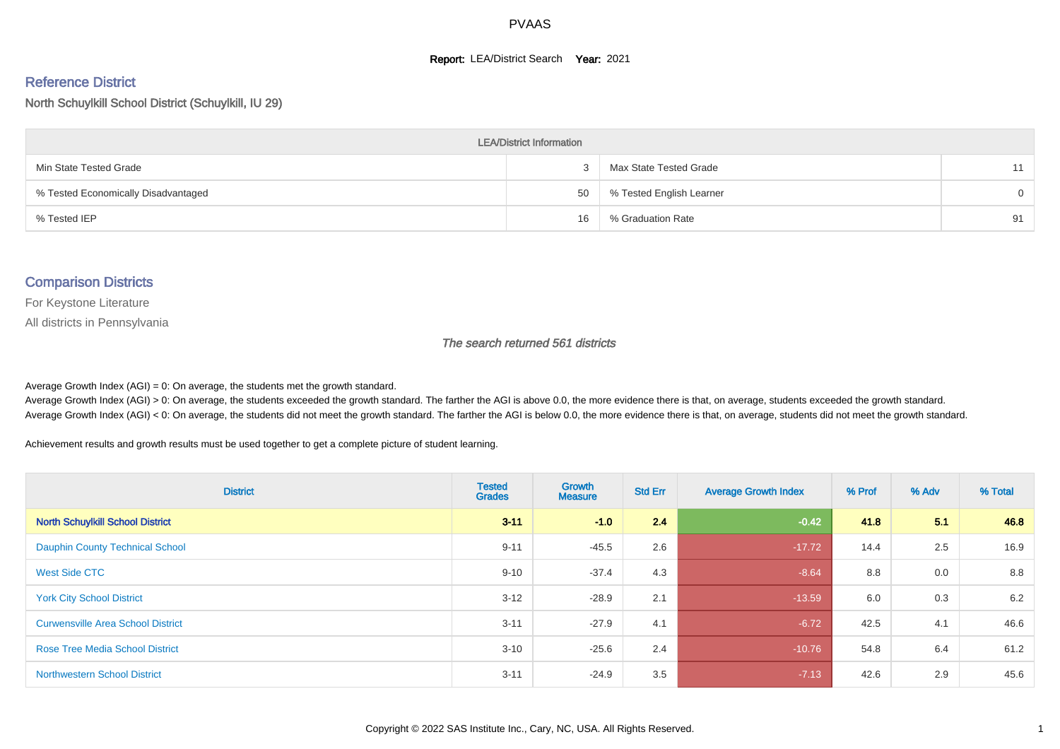# PVAAS

**Report:** LEA/District Search **Year:** 2021

## Reference District

North Schuylkill School District (Schuylkill, IU 29)

| LEA/District Information | | | |
|---|---|---|---|
| Min State Tested Grade | 3 | Max State Tested Grade | 11 |
| % Tested Economically Disadvantaged | 50 | % Tested English Learner | 0 |
| % Tested IEP | 16 | % Graduation Rate | 91 |

## Comparison Districts

For Keystone Literature

All districts in Pennsylvania

*The search returned 561 districts*

Average Growth Index (AGI) = 0: On average, the students met the growth standard.
Average Growth Index (AGI) > 0: On average, the students exceeded the growth standard. The farther the AGI is above 0.0, the more evidence there is that, on average, students exceeded the growth standard.
Average Growth Index (AGI) < 0: On average, the students did not meet the growth standard. The farther the AGI is below 0.0, the more evidence there is that, on average, students did not meet the growth standard.

Achievement results and growth results must be used together to get a complete picture of student learning.

| District | Tested Grades | Growth Measure | Std Err | Average Growth Index | % Prof | % Adv | % Total |
|---|---|---|---|---|---|---|---|
| **North Schuylkill School District** | **3-11** | **-1.0** | **2.4** | **-0.42** | **41.8** | **5.1** | **46.8** |
| Dauphin County Technical School | 9-11 | -45.5 | 2.6 | -17.72 | 14.4 | 2.5 | 16.9 |
| West Side CTC | 9-10 | -37.4 | 4.3 | -8.64 | 8.8 | 0.0 | 8.8 |
| York City School District | 3-12 | -28.9 | 2.1 | -13.59 | 6.0 | 0.3 | 6.2 |
| Curwensville Area School District | 3-11 | -27.9 | 4.1 | -6.72 | 42.5 | 4.1 | 46.6 |
| Rose Tree Media School District | 3-10 | -25.6 | 2.4 | -10.76 | 54.8 | 6.4 | 61.2 |
| Northwestern School District | 3-11 | -24.9 | 3.5 | -7.13 | 42.6 | 2.9 | 45.6 |

Copyright © 2022 SAS Institute Inc., Cary, NC, USA. All Rights Reserved.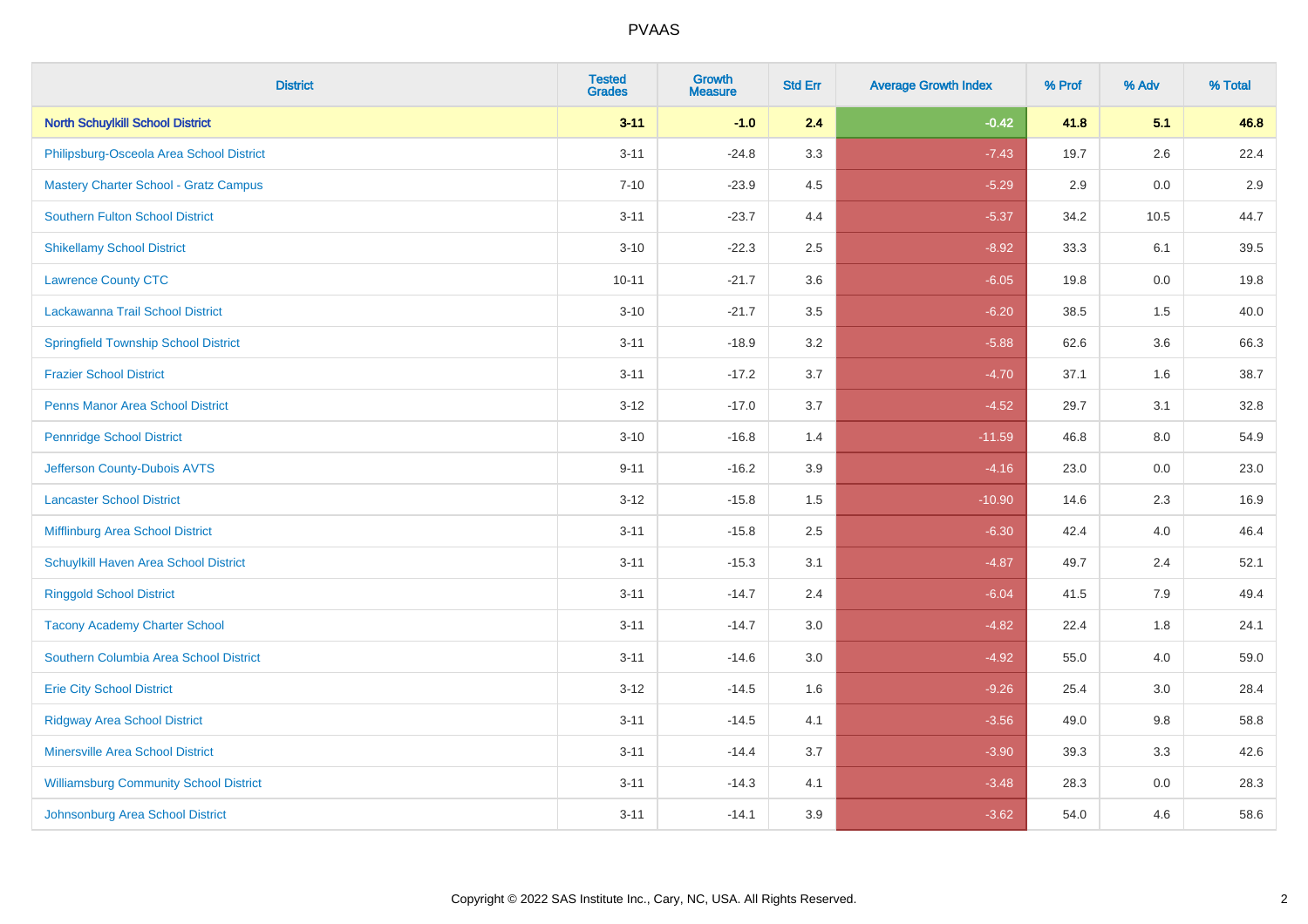# PVAAS

| District | Tested Grades | Growth Measure | Std Err | Average Growth Index | % Prof | % Adv | % Total |
|---|---|---|---|---|---|---|---|
| **North Schuylkill School District** | **3-11** | **-1.0** | **2.4** | **-0.42** | **41.8** | **5.1** | **46.8** |
| Philipsburg-Osceola Area School District | 3-11 | -24.8 | 3.3 | -7.43 | 19.7 | 2.6 | 22.4 |
| Mastery Charter School - Gratz Campus | 7-10 | -23.9 | 4.5 | -5.29 | 2.9 | 0.0 | 2.9 |
| Southern Fulton School District | 3-11 | -23.7 | 4.4 | -5.37 | 34.2 | 10.5 | 44.7 |
| Shikellamy School District | 3-10 | -22.3 | 2.5 | -8.92 | 33.3 | 6.1 | 39.5 |
| Lawrence County CTC | 10-11 | -21.7 | 3.6 | -6.05 | 19.8 | 0.0 | 19.8 |
| Lackawanna Trail School District | 3-10 | -21.7 | 3.5 | -6.20 | 38.5 | 1.5 | 40.0 |
| Springfield Township School District | 3-11 | -18.9 | 3.2 | -5.88 | 62.6 | 3.6 | 66.3 |
| Frazier School District | 3-11 | -17.2 | 3.7 | -4.70 | 37.1 | 1.6 | 38.7 |
| Penns Manor Area School District | 3-12 | -17.0 | 3.7 | -4.52 | 29.7 | 3.1 | 32.8 |
| Pennridge School District | 3-10 | -16.8 | 1.4 | -11.59 | 46.8 | 8.0 | 54.9 |
| Jefferson County-Dubois AVTS | 9-11 | -16.2 | 3.9 | -4.16 | 23.0 | 0.0 | 23.0 |
| Lancaster School District | 3-12 | -15.8 | 1.5 | -10.90 | 14.6 | 2.3 | 16.9 |
| Mifflinburg Area School District | 3-11 | -15.8 | 2.5 | -6.30 | 42.4 | 4.0 | 46.4 |
| Schuylkill Haven Area School District | 3-11 | -15.3 | 3.1 | -4.87 | 49.7 | 2.4 | 52.1 |
| Ringgold School District | 3-11 | -14.7 | 2.4 | -6.04 | 41.5 | 7.9 | 49.4 |
| Tacony Academy Charter School | 3-11 | -14.7 | 3.0 | -4.82 | 22.4 | 1.8 | 24.1 |
| Southern Columbia Area School District | 3-11 | -14.6 | 3.0 | -4.92 | 55.0 | 4.0 | 59.0 |
| Erie City School District | 3-12 | -14.5 | 1.6 | -9.26 | 25.4 | 3.0 | 28.4 |
| Ridgway Area School District | 3-11 | -14.5 | 4.1 | -3.56 | 49.0 | 9.8 | 58.8 |
| Minersville Area School District | 3-11 | -14.4 | 3.7 | -3.90 | 39.3 | 3.3 | 42.6 |
| Williamsburg Community School District | 3-11 | -14.3 | 4.1 | -3.48 | 28.3 | 0.0 | 28.3 |
| Johnsonburg Area School District | 3-11 | -14.1 | 3.9 | -3.62 | 54.0 | 4.6 | 58.6 |

Copyright © 2022 SAS Institute Inc., Cary, NC, USA. All Rights Reserved.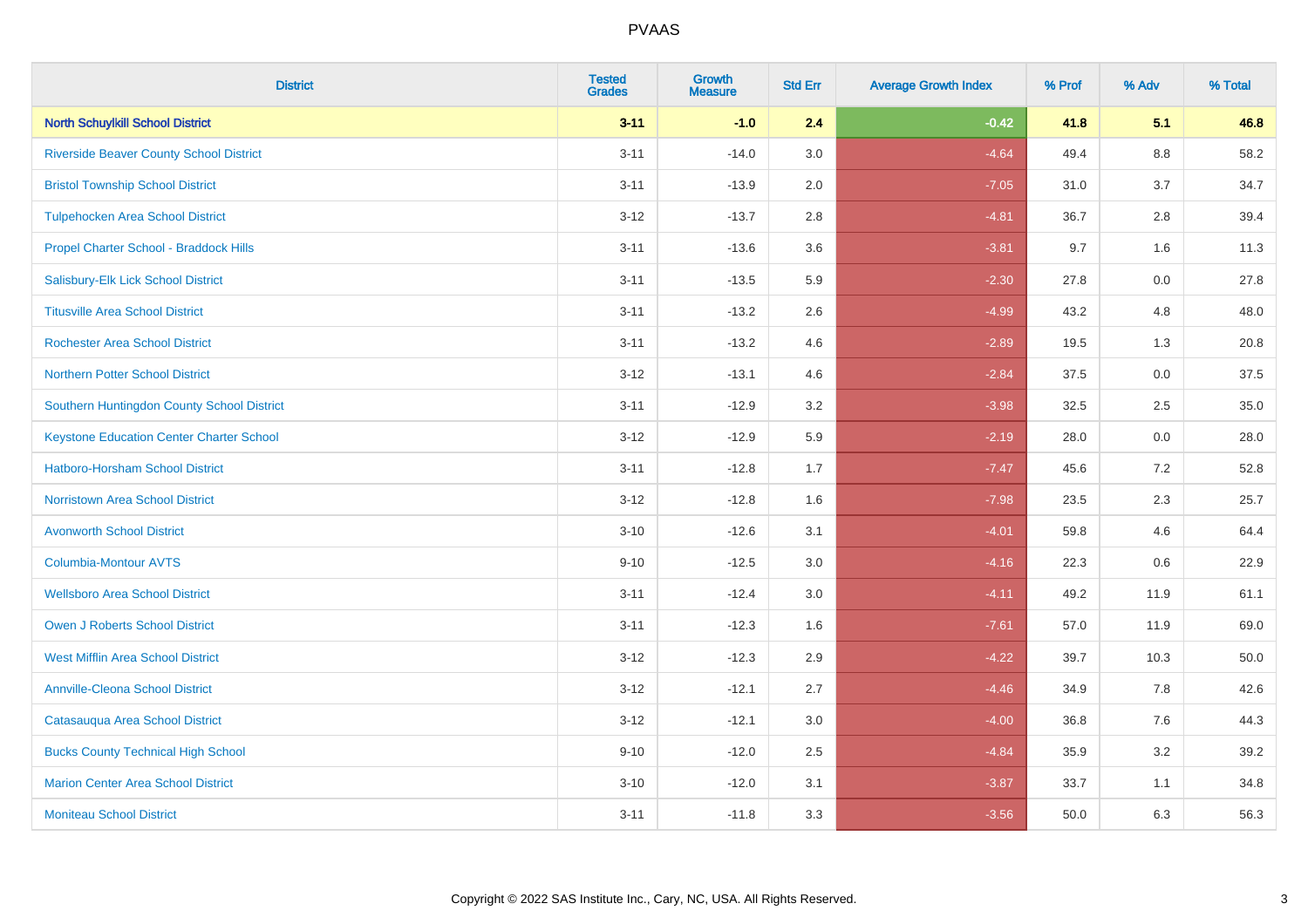# PVAAS

| District | Tested Grades | Growth Measure | Std Err | Average Growth Index | % Prof | % Adv | % Total |
|---|---|---|---|---|---|---|---|
| **North Schuylkill School District** | **3-11** | **-1.0** | **2.4** | **-0.42** | **41.8** | **5.1** | **46.8** |
| Riverside Beaver County School District | 3-11 | -14.0 | 3.0 | -4.64 | 49.4 | 8.8 | 58.2 |
| Bristol Township School District | 3-11 | -13.9 | 2.0 | -7.05 | 31.0 | 3.7 | 34.7 |
| Tulpehocken Area School District | 3-12 | -13.7 | 2.8 | -4.81 | 36.7 | 2.8 | 39.4 |
| Propel Charter School - Braddock Hills | 3-11 | -13.6 | 3.6 | -3.81 | 9.7 | 1.6 | 11.3 |
| Salisbury-Elk Lick School District | 3-11 | -13.5 | 5.9 | -2.30 | 27.8 | 0.0 | 27.8 |
| Titusville Area School District | 3-11 | -13.2 | 2.6 | -4.99 | 43.2 | 4.8 | 48.0 |
| Rochester Area School District | 3-11 | -13.2 | 4.6 | -2.89 | 19.5 | 1.3 | 20.8 |
| Northern Potter School District | 3-12 | -13.1 | 4.6 | -2.84 | 37.5 | 0.0 | 37.5 |
| Southern Huntingdon County School District | 3-11 | -12.9 | 3.2 | -3.98 | 32.5 | 2.5 | 35.0 |
| Keystone Education Center Charter School | 3-12 | -12.9 | 5.9 | -2.19 | 28.0 | 0.0 | 28.0 |
| Hatboro-Horsham School District | 3-11 | -12.8 | 1.7 | -7.47 | 45.6 | 7.2 | 52.8 |
| Norristown Area School District | 3-12 | -12.8 | 1.6 | -7.98 | 23.5 | 2.3 | 25.7 |
| Avonworth School District | 3-10 | -12.6 | 3.1 | -4.01 | 59.8 | 4.6 | 64.4 |
| Columbia-Montour AVTS | 9-10 | -12.5 | 3.0 | -4.16 | 22.3 | 0.6 | 22.9 |
| Wellsboro Area School District | 3-11 | -12.4 | 3.0 | -4.11 | 49.2 | 11.9 | 61.1 |
| Owen J Roberts School District | 3-11 | -12.3 | 1.6 | -7.61 | 57.0 | 11.9 | 69.0 |
| West Mifflin Area School District | 3-12 | -12.3 | 2.9 | -4.22 | 39.7 | 10.3 | 50.0 |
| Annville-Cleona School District | 3-12 | -12.1 | 2.7 | -4.46 | 34.9 | 7.8 | 42.6 |
| Catasauqua Area School District | 3-12 | -12.1 | 3.0 | -4.00 | 36.8 | 7.6 | 44.3 |
| Bucks County Technical High School | 9-10 | -12.0 | 2.5 | -4.84 | 35.9 | 3.2 | 39.2 |
| Marion Center Area School District | 3-10 | -12.0 | 3.1 | -3.87 | 33.7 | 1.1 | 34.8 |
| Moniteau School District | 3-11 | -11.8 | 3.3 | -3.56 | 50.0 | 6.3 | 56.3 |

Copyright © 2022 SAS Institute Inc., Cary, NC, USA. All Rights Reserved.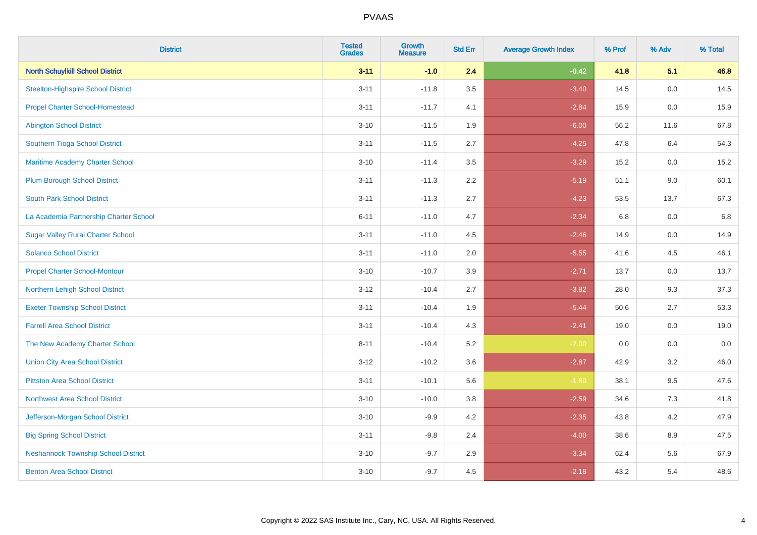| District | Tested Grades | Growth Measure | Std Err | Average Growth Index | % Prof | % Adv | % Total |
|---|---|---|---|---|---|---|---|
| **North Schuylkill School District** | **3-11** | **-1.0** | **2.4** | **-0.42** | **41.8** | **5.1** | **46.8** |
| Steelton-Highspire School District | 3-11 | -11.8 | 3.5 | -3.40 | 14.5 | 0.0 | 14.5 |
| Propel Charter School-Homestead | 3-11 | -11.7 | 4.1 | -2.84 | 15.9 | 0.0 | 15.9 |
| Abington School District | 3-10 | -11.5 | 1.9 | -6.00 | 56.2 | 11.6 | 67.8 |
| Southern Tioga School District | 3-11 | -11.5 | 2.7 | -4.25 | 47.8 | 6.4 | 54.3 |
| Maritime Academy Charter School | 3-10 | -11.4 | 3.5 | -3.29 | 15.2 | 0.0 | 15.2 |
| Plum Borough School District | 3-11 | -11.3 | 2.2 | -5.19 | 51.1 | 9.0 | 60.1 |
| South Park School District | 3-11 | -11.3 | 2.7 | -4.23 | 53.5 | 13.7 | 67.3 |
| La Academia Partnership Charter School | 6-11 | -11.0 | 4.7 | -2.34 | 6.8 | 0.0 | 6.8 |
| Sugar Valley Rural Charter School | 3-11 | -11.0 | 4.5 | -2.46 | 14.9 | 0.0 | 14.9 |
| Solanco School District | 3-11 | -11.0 | 2.0 | -5.55 | 41.6 | 4.5 | 46.1 |
| Propel Charter School-Montour | 3-10 | -10.7 | 3.9 | -2.71 | 13.7 | 0.0 | 13.7 |
| Northern Lehigh School District | 3-12 | -10.4 | 2.7 | -3.82 | 28.0 | 9.3 | 37.3 |
| Exeter Township School District | 3-11 | -10.4 | 1.9 | -5.44 | 50.6 | 2.7 | 53.3 |
| Farrell Area School District | 3-11 | -10.4 | 4.3 | -2.41 | 19.0 | 0.0 | 19.0 |
| The New Academy Charter School | 8-11 | -10.4 | 5.2 | -2.00 | 0.0 | 0.0 | 0.0 |
| Union City Area School District | 3-12 | -10.2 | 3.6 | -2.87 | 42.9 | 3.2 | 46.0 |
| Pittston Area School District | 3-11 | -10.1 | 5.6 | -1.80 | 38.1 | 9.5 | 47.6 |
| Northwest Area School District | 3-10 | -10.0 | 3.8 | -2.59 | 34.6 | 7.3 | 41.8 |
| Jefferson-Morgan School District | 3-10 | -9.9 | 4.2 | -2.35 | 43.8 | 4.2 | 47.9 |
| Big Spring School District | 3-11 | -9.8 | 2.4 | -4.00 | 38.6 | 8.9 | 47.5 |
| Neshannock Township School District | 3-10 | -9.7 | 2.9 | -3.34 | 62.4 | 5.6 | 67.9 |
| Benton Area School District | 3-10 | -9.7 | 4.5 | -2.18 | 43.2 | 5.4 | 48.6 |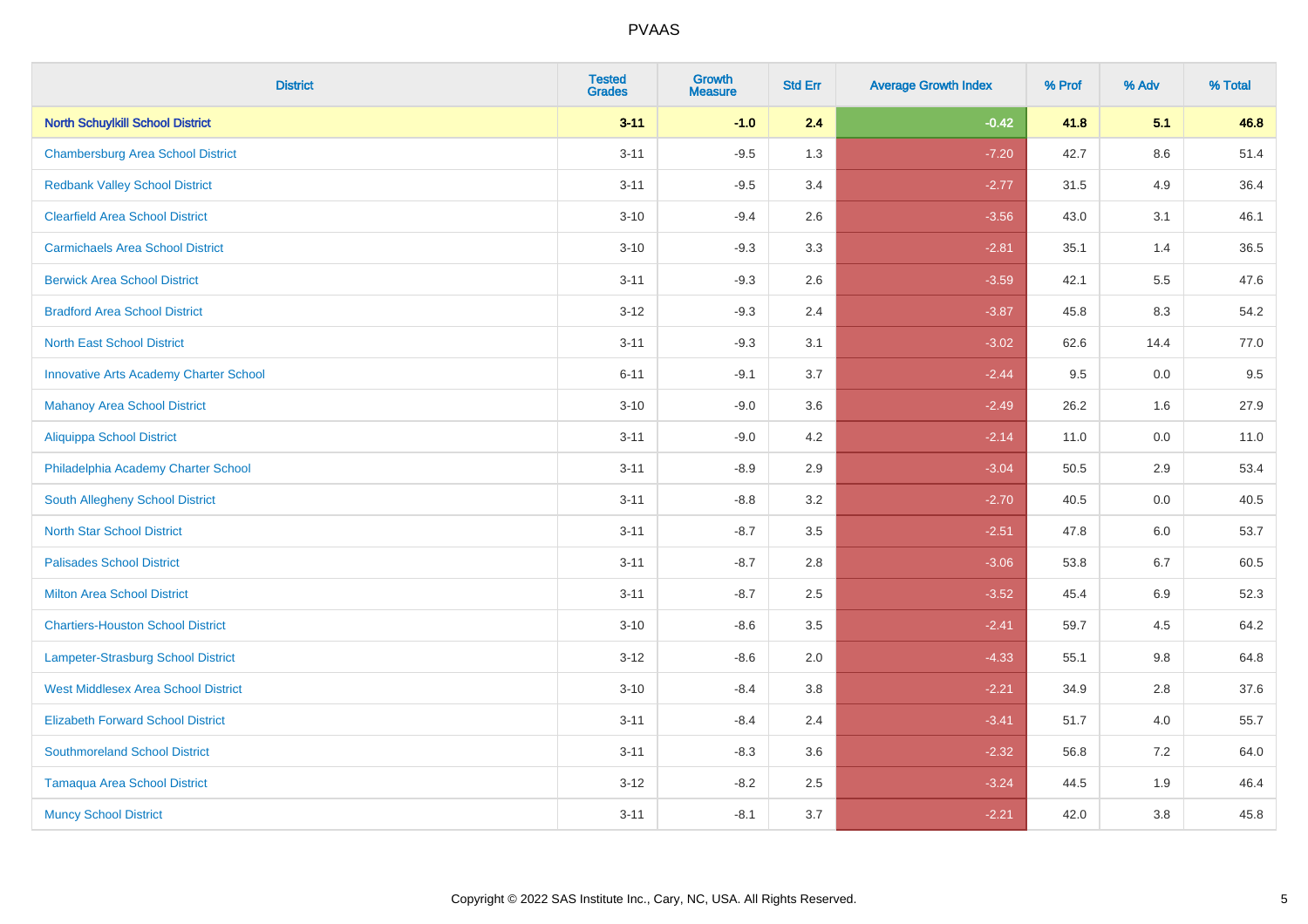# PVAAS

| District | Tested Grades | Growth Measure | Std Err | Average Growth Index | % Prof | % Adv | % Total |
|---|---|---|---|---|---|---|---|
| **North Schuylkill School District** | **3-11** | **-1.0** | **2.4** | **-0.42** | **41.8** | **5.1** | **46.8** |
| Chambersburg Area School District | 3-11 | -9.5 | 1.3 | -7.20 | 42.7 | 8.6 | 51.4 |
| Redbank Valley School District | 3-11 | -9.5 | 3.4 | -2.77 | 31.5 | 4.9 | 36.4 |
| Clearfield Area School District | 3-10 | -9.4 | 2.6 | -3.56 | 43.0 | 3.1 | 46.1 |
| Carmichaels Area School District | 3-10 | -9.3 | 3.3 | -2.81 | 35.1 | 1.4 | 36.5 |
| Berwick Area School District | 3-11 | -9.3 | 2.6 | -3.59 | 42.1 | 5.5 | 47.6 |
| Bradford Area School District | 3-12 | -9.3 | 2.4 | -3.87 | 45.8 | 8.3 | 54.2 |
| North East School District | 3-11 | -9.3 | 3.1 | -3.02 | 62.6 | 14.4 | 77.0 |
| Innovative Arts Academy Charter School | 6-11 | -9.1 | 3.7 | -2.44 | 9.5 | 0.0 | 9.5 |
| Mahanoy Area School District | 3-10 | -9.0 | 3.6 | -2.49 | 26.2 | 1.6 | 27.9 |
| Aliquippa School District | 3-11 | -9.0 | 4.2 | -2.14 | 11.0 | 0.0 | 11.0 |
| Philadelphia Academy Charter School | 3-11 | -8.9 | 2.9 | -3.04 | 50.5 | 2.9 | 53.4 |
| South Allegheny School District | 3-11 | -8.8 | 3.2 | -2.70 | 40.5 | 0.0 | 40.5 |
| North Star School District | 3-11 | -8.7 | 3.5 | -2.51 | 47.8 | 6.0 | 53.7 |
| Palisades School District | 3-11 | -8.7 | 2.8 | -3.06 | 53.8 | 6.7 | 60.5 |
| Milton Area School District | 3-11 | -8.7 | 2.5 | -3.52 | 45.4 | 6.9 | 52.3 |
| Chartiers-Houston School District | 3-10 | -8.6 | 3.5 | -2.41 | 59.7 | 4.5 | 64.2 |
| Lampeter-Strasburg School District | 3-12 | -8.6 | 2.0 | -4.33 | 55.1 | 9.8 | 64.8 |
| West Middlesex Area School District | 3-10 | -8.4 | 3.8 | -2.21 | 34.9 | 2.8 | 37.6 |
| Elizabeth Forward School District | 3-11 | -8.4 | 2.4 | -3.41 | 51.7 | 4.0 | 55.7 |
| Southmoreland School District | 3-11 | -8.3 | 3.6 | -2.32 | 56.8 | 7.2 | 64.0 |
| Tamaqua Area School District | 3-12 | -8.2 | 2.5 | -3.24 | 44.5 | 1.9 | 46.4 |
| Muncy School District | 3-11 | -8.1 | 3.7 | -2.21 | 42.0 | 3.8 | 45.8 |

Copyright © 2022 SAS Institute Inc., Cary, NC, USA. All Rights Reserved.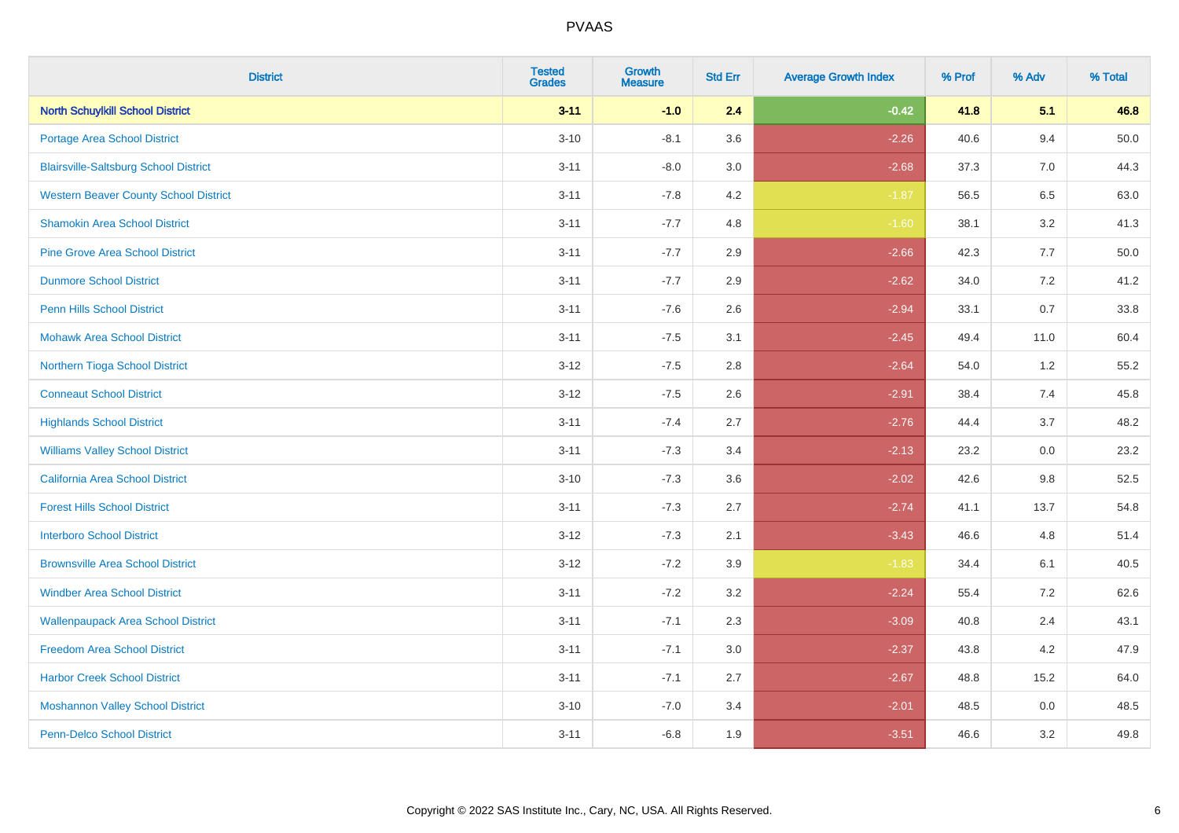# PVAAS

| District | Tested Grades | Growth Measure | Std Err | Average Growth Index | % Prof | % Adv | % Total |
|---|---|---|---|---|---|---|---|
| **North Schuylkill School District** | **3-11** | **-1.0** | **2.4** | **-0.42** | **41.8** | **5.1** | **46.8** |
| Portage Area School District | 3-10 | -8.1 | 3.6 | -2.26 | 40.6 | 9.4 | 50.0 |
| Blairsville-Saltsburg School District | 3-11 | -8.0 | 3.0 | -2.68 | 37.3 | 7.0 | 44.3 |
| Western Beaver County School District | 3-11 | -7.8 | 4.2 | -1.87 | 56.5 | 6.5 | 63.0 |
| Shamokin Area School District | 3-11 | -7.7 | 4.8 | -1.60 | 38.1 | 3.2 | 41.3 |
| Pine Grove Area School District | 3-11 | -7.7 | 2.9 | -2.66 | 42.3 | 7.7 | 50.0 |
| Dunmore School District | 3-11 | -7.7 | 2.9 | -2.62 | 34.0 | 7.2 | 41.2 |
| Penn Hills School District | 3-11 | -7.6 | 2.6 | -2.94 | 33.1 | 0.7 | 33.8 |
| Mohawk Area School District | 3-11 | -7.5 | 3.1 | -2.45 | 49.4 | 11.0 | 60.4 |
| Northern Tioga School District | 3-12 | -7.5 | 2.8 | -2.64 | 54.0 | 1.2 | 55.2 |
| Conneaut School District | 3-12 | -7.5 | 2.6 | -2.91 | 38.4 | 7.4 | 45.8 |
| Highlands School District | 3-11 | -7.4 | 2.7 | -2.76 | 44.4 | 3.7 | 48.2 |
| Williams Valley School District | 3-11 | -7.3 | 3.4 | -2.13 | 23.2 | 0.0 | 23.2 |
| California Area School District | 3-10 | -7.3 | 3.6 | -2.02 | 42.6 | 9.8 | 52.5 |
| Forest Hills School District | 3-11 | -7.3 | 2.7 | -2.74 | 41.1 | 13.7 | 54.8 |
| Interboro School District | 3-12 | -7.3 | 2.1 | -3.43 | 46.6 | 4.8 | 51.4 |
| Brownsville Area School District | 3-12 | -7.2 | 3.9 | -1.83 | 34.4 | 6.1 | 40.5 |
| Windber Area School District | 3-11 | -7.2 | 3.2 | -2.24 | 55.4 | 7.2 | 62.6 |
| Wallenpaupack Area School District | 3-11 | -7.1 | 2.3 | -3.09 | 40.8 | 2.4 | 43.1 |
| Freedom Area School District | 3-11 | -7.1 | 3.0 | -2.37 | 43.8 | 4.2 | 47.9 |
| Harbor Creek School District | 3-11 | -7.1 | 2.7 | -2.67 | 48.8 | 15.2 | 64.0 |
| Moshannon Valley School District | 3-10 | -7.0 | 3.4 | -2.01 | 48.5 | 0.0 | 48.5 |
| Penn-Delco School District | 3-11 | -6.8 | 1.9 | -3.51 | 46.6 | 3.2 | 49.8 |

Copyright © 2022 SAS Institute Inc., Cary, NC, USA. All Rights Reserved.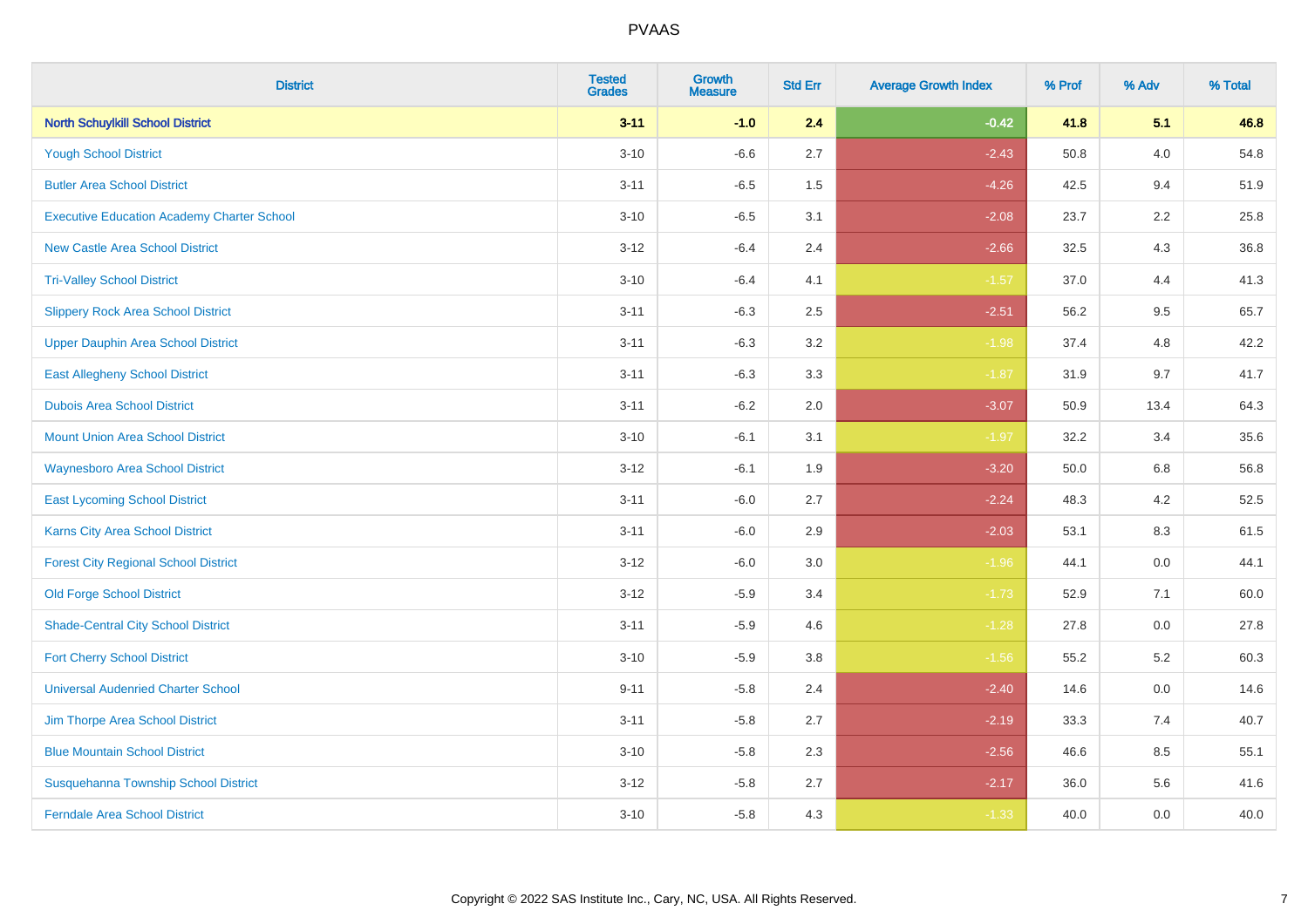| District | Tested Grades | Growth Measure | Std Err | Average Growth Index | % Prof | % Adv | % Total |
|---|---|---|---|---|---|---|---|
| **North Schuylkill School District** | **3-11** | **-1.0** | **2.4** | **-0.42** | **41.8** | **5.1** | **46.8** |
| Yough School District | 3-10 | -6.6 | 2.7 | -2.43 | 50.8 | 4.0 | 54.8 |
| Butler Area School District | 3-11 | -6.5 | 1.5 | -4.26 | 42.5 | 9.4 | 51.9 |
| Executive Education Academy Charter School | 3-10 | -6.5 | 3.1 | -2.08 | 23.7 | 2.2 | 25.8 |
| New Castle Area School District | 3-12 | -6.4 | 2.4 | -2.66 | 32.5 | 4.3 | 36.8 |
| Tri-Valley School District | 3-10 | -6.4 | 4.1 | -1.57 | 37.0 | 4.4 | 41.3 |
| Slippery Rock Area School District | 3-11 | -6.3 | 2.5 | -2.51 | 56.2 | 9.5 | 65.7 |
| Upper Dauphin Area School District | 3-11 | -6.3 | 3.2 | -1.98 | 37.4 | 4.8 | 42.2 |
| East Allegheny School District | 3-11 | -6.3 | 3.3 | -1.87 | 31.9 | 9.7 | 41.7 |
| Dubois Area School District | 3-11 | -6.2 | 2.0 | -3.07 | 50.9 | 13.4 | 64.3 |
| Mount Union Area School District | 3-10 | -6.1 | 3.1 | -1.97 | 32.2 | 3.4 | 35.6 |
| Waynesboro Area School District | 3-12 | -6.1 | 1.9 | -3.20 | 50.0 | 6.8 | 56.8 |
| East Lycoming School District | 3-11 | -6.0 | 2.7 | -2.24 | 48.3 | 4.2 | 52.5 |
| Karns City Area School District | 3-11 | -6.0 | 2.9 | -2.03 | 53.1 | 8.3 | 61.5 |
| Forest City Regional School District | 3-12 | -6.0 | 3.0 | -1.96 | 44.1 | 0.0 | 44.1 |
| Old Forge School District | 3-12 | -5.9 | 3.4 | -1.73 | 52.9 | 7.1 | 60.0 |
| Shade-Central City School District | 3-11 | -5.9 | 4.6 | -1.28 | 27.8 | 0.0 | 27.8 |
| Fort Cherry School District | 3-10 | -5.9 | 3.8 | -1.56 | 55.2 | 5.2 | 60.3 |
| Universal Audenried Charter School | 9-11 | -5.8 | 2.4 | -2.40 | 14.6 | 0.0 | 14.6 |
| Jim Thorpe Area School District | 3-11 | -5.8 | 2.7 | -2.19 | 33.3 | 7.4 | 40.7 |
| Blue Mountain School District | 3-10 | -5.8 | 2.3 | -2.56 | 46.6 | 8.5 | 55.1 |
| Susquehanna Township School District | 3-12 | -5.8 | 2.7 | -2.17 | 36.0 | 5.6 | 41.6 |
| Ferndale Area School District | 3-10 | -5.8 | 4.3 | -1.33 | 40.0 | 0.0 | 40.0 |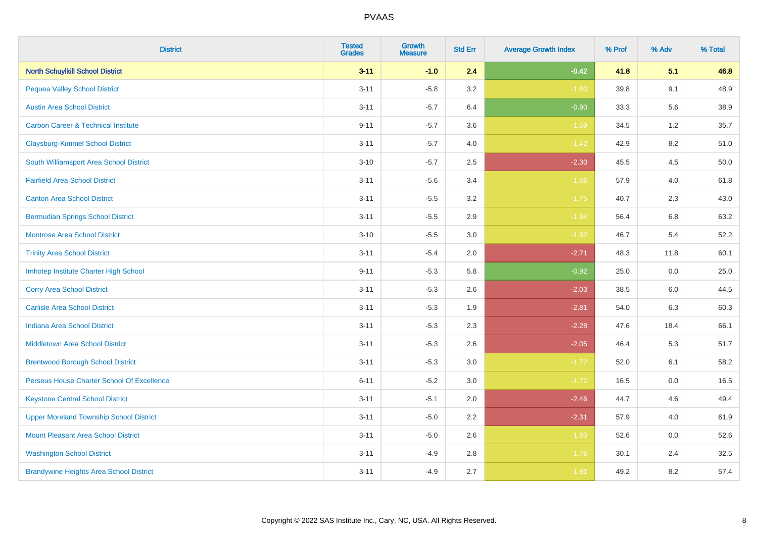# PVAAS

| District | Tested Grades | Growth Measure | Std Err | Average Growth Index | % Prof | % Adv | % Total |
|---|---|---|---|---|---|---|---|
| **North Schuylkill School District** | **3-11** | **-1.0** | **2.4** | **-0.42** | **41.8** | **5.1** | **46.8** |
| Pequea Valley School District | 3-11 | -5.8 | 3.2 | -1.80 | 39.8 | 9.1 | 48.9 |
| Austin Area School District | 3-11 | -5.7 | 6.4 | -0.90 | 33.3 | 5.6 | 38.9 |
| Carbon Career & Technical Institute | 9-11 | -5.7 | 3.6 | -1.59 | 34.5 | 1.2 | 35.7 |
| Claysburg-Kimmel School District | 3-11 | -5.7 | 4.0 | -1.42 | 42.9 | 8.2 | 51.0 |
| South Williamsport Area School District | 3-10 | -5.7 | 2.5 | -2.30 | 45.5 | 4.5 | 50.0 |
| Fairfield Area School District | 3-11 | -5.6 | 3.4 | -1.66 | 57.9 | 4.0 | 61.8 |
| Canton Area School District | 3-11 | -5.5 | 3.2 | -1.75 | 40.7 | 2.3 | 43.0 |
| Bermudian Springs School District | 3-11 | -5.5 | 2.9 | -1.94 | 56.4 | 6.8 | 63.2 |
| Montrose Area School District | 3-10 | -5.5 | 3.0 | -1.82 | 46.7 | 5.4 | 52.2 |
| Trinity Area School District | 3-11 | -5.4 | 2.0 | -2.71 | 48.3 | 11.8 | 60.1 |
| Imhotep Institute Charter High School | 9-11 | -5.3 | 5.8 | -0.92 | 25.0 | 0.0 | 25.0 |
| Corry Area School District | 3-11 | -5.3 | 2.6 | -2.03 | 38.5 | 6.0 | 44.5 |
| Carlisle Area School District | 3-11 | -5.3 | 1.9 | -2.81 | 54.0 | 6.3 | 60.3 |
| Indiana Area School District | 3-11 | -5.3 | 2.3 | -2.28 | 47.6 | 18.4 | 66.1 |
| Middletown Area School District | 3-11 | -5.3 | 2.6 | -2.05 | 46.4 | 5.3 | 51.7 |
| Brentwood Borough School District | 3-11 | -5.3 | 3.0 | -1.72 | 52.0 | 6.1 | 58.2 |
| Perseus House Charter School Of Excellence | 6-11 | -5.2 | 3.0 | -1.72 | 16.5 | 0.0 | 16.5 |
| Keystone Central School District | 3-11 | -5.1 | 2.0 | -2.46 | 44.7 | 4.6 | 49.4 |
| Upper Moreland Township School District | 3-11 | -5.0 | 2.2 | -2.31 | 57.9 | 4.0 | 61.9 |
| Mount Pleasant Area School District | 3-11 | -5.0 | 2.6 | -1.93 | 52.6 | 0.0 | 52.6 |
| Washington School District | 3-11 | -4.9 | 2.8 | -1.76 | 30.1 | 2.4 | 32.5 |
| Brandywine Heights Area School District | 3-11 | -4.9 | 2.7 | -1.81 | 49.2 | 8.2 | 57.4 |

Copyright © 2022 SAS Institute Inc., Cary, NC, USA. All Rights Reserved.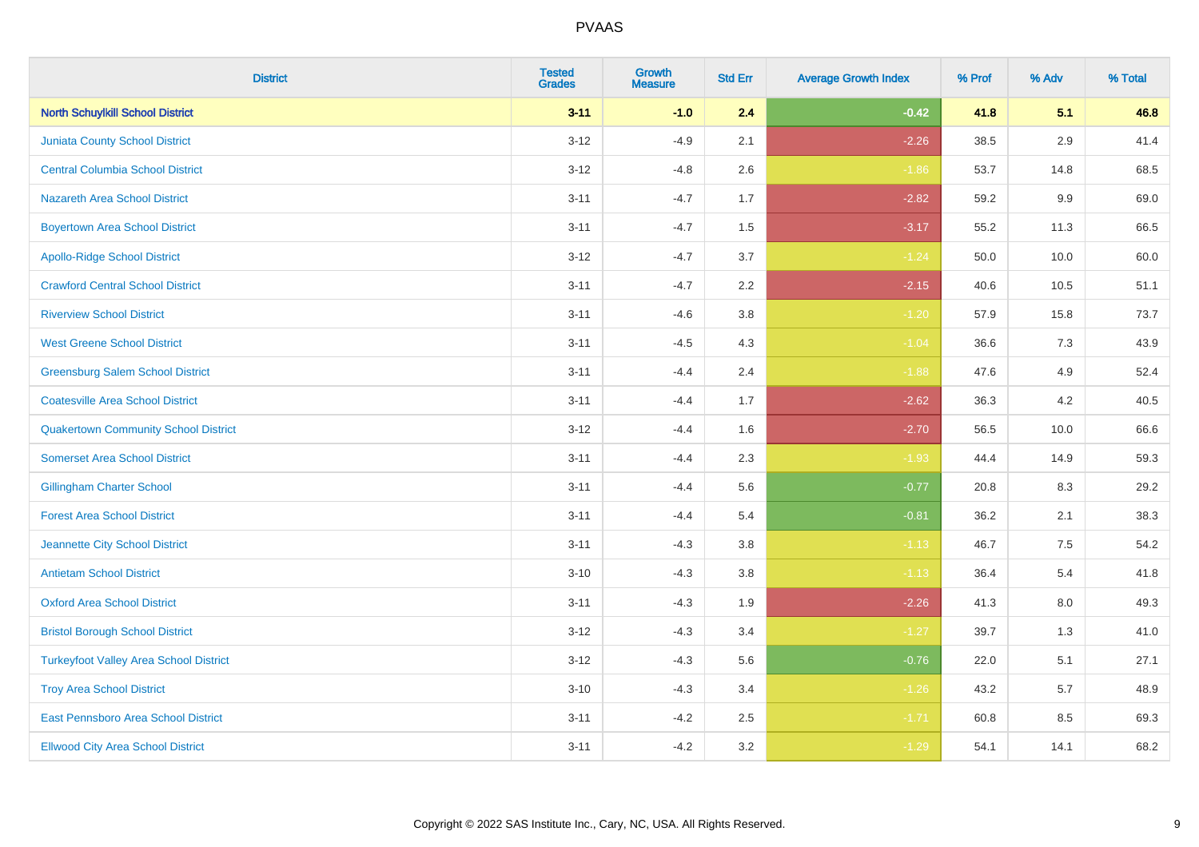# PVAAS

| District | Tested Grades | Growth Measure | Std Err | Average Growth Index | % Prof | % Adv | % Total |
|---|---|---|---|---|---|---|---|
| **North Schuylkill School District** | **3-11** | **-1.0** | **2.4** | **-0.42** | **41.8** | **5.1** | **46.8** |
| Juniata County School District | 3-12 | -4.9 | 2.1 | -2.26 | 38.5 | 2.9 | 41.4 |
| Central Columbia School District | 3-12 | -4.8 | 2.6 | -1.86 | 53.7 | 14.8 | 68.5 |
| Nazareth Area School District | 3-11 | -4.7 | 1.7 | -2.82 | 59.2 | 9.9 | 69.0 |
| Boyertown Area School District | 3-11 | -4.7 | 1.5 | -3.17 | 55.2 | 11.3 | 66.5 |
| Apollo-Ridge School District | 3-12 | -4.7 | 3.7 | -1.24 | 50.0 | 10.0 | 60.0 |
| Crawford Central School District | 3-11 | -4.7 | 2.2 | -2.15 | 40.6 | 10.5 | 51.1 |
| Riverview School District | 3-11 | -4.6 | 3.8 | -1.20 | 57.9 | 15.8 | 73.7 |
| West Greene School District | 3-11 | -4.5 | 4.3 | -1.04 | 36.6 | 7.3 | 43.9 |
| Greensburg Salem School District | 3-11 | -4.4 | 2.4 | -1.88 | 47.6 | 4.9 | 52.4 |
| Coatesville Area School District | 3-11 | -4.4 | 1.7 | -2.62 | 36.3 | 4.2 | 40.5 |
| Quakertown Community School District | 3-12 | -4.4 | 1.6 | -2.70 | 56.5 | 10.0 | 66.6 |
| Somerset Area School District | 3-11 | -4.4 | 2.3 | -1.93 | 44.4 | 14.9 | 59.3 |
| Gillingham Charter School | 3-11 | -4.4 | 5.6 | -0.77 | 20.8 | 8.3 | 29.2 |
| Forest Area School District | 3-11 | -4.4 | 5.4 | -0.81 | 36.2 | 2.1 | 38.3 |
| Jeannette City School District | 3-11 | -4.3 | 3.8 | -1.13 | 46.7 | 7.5 | 54.2 |
| Antietam School District | 3-10 | -4.3 | 3.8 | -1.13 | 36.4 | 5.4 | 41.8 |
| Oxford Area School District | 3-11 | -4.3 | 1.9 | -2.26 | 41.3 | 8.0 | 49.3 |
| Bristol Borough School District | 3-12 | -4.3 | 3.4 | -1.27 | 39.7 | 1.3 | 41.0 |
| Turkeyfoot Valley Area School District | 3-12 | -4.3 | 5.6 | -0.76 | 22.0 | 5.1 | 27.1 |
| Troy Area School District | 3-10 | -4.3 | 3.4 | -1.26 | 43.2 | 5.7 | 48.9 |
| East Pennsboro Area School District | 3-11 | -4.2 | 2.5 | -1.71 | 60.8 | 8.5 | 69.3 |
| Ellwood City Area School District | 3-11 | -4.2 | 3.2 | -1.29 | 54.1 | 14.1 | 68.2 |

Copyright © 2022 SAS Institute Inc., Cary, NC, USA. All Rights Reserved.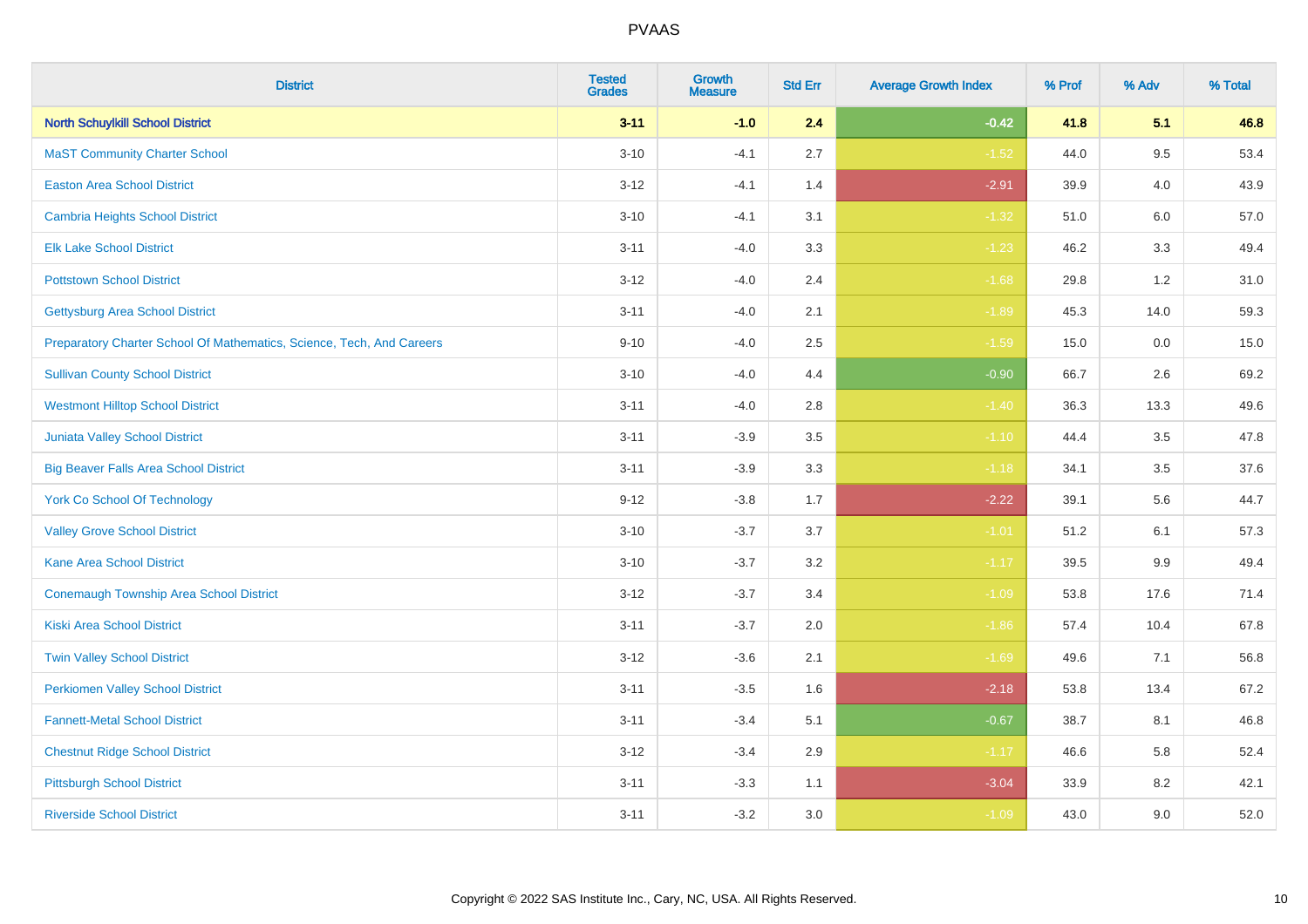| District | Tested Grades | Growth Measure | Std Err | Average Growth Index | % Prof | % Adv | % Total |
|---|---|---|---|---|---|---|---|
| **North Schuylkill School District** | **3-11** | **-1.0** | **2.4** | **-0.42** | **41.8** | **5.1** | **46.8** |
| MaST Community Charter School | 3-10 | -4.1 | 2.7 | -1.52 | 44.0 | 9.5 | 53.4 |
| Easton Area School District | 3-12 | -4.1 | 1.4 | -2.91 | 39.9 | 4.0 | 43.9 |
| Cambria Heights School District | 3-10 | -4.1 | 3.1 | -1.32 | 51.0 | 6.0 | 57.0 |
| Elk Lake School District | 3-11 | -4.0 | 3.3 | -1.23 | 46.2 | 3.3 | 49.4 |
| Pottstown School District | 3-12 | -4.0 | 2.4 | -1.68 | 29.8 | 1.2 | 31.0 |
| Gettysburg Area School District | 3-11 | -4.0 | 2.1 | -1.89 | 45.3 | 14.0 | 59.3 |
| Preparatory Charter School Of Mathematics, Science, Tech, And Careers | 9-10 | -4.0 | 2.5 | -1.59 | 15.0 | 0.0 | 15.0 |
| Sullivan County School District | 3-10 | -4.0 | 4.4 | -0.90 | 66.7 | 2.6 | 69.2 |
| Westmont Hilltop School District | 3-11 | -4.0 | 2.8 | -1.40 | 36.3 | 13.3 | 49.6 |
| Juniata Valley School District | 3-11 | -3.9 | 3.5 | -1.10 | 44.4 | 3.5 | 47.8 |
| Big Beaver Falls Area School District | 3-11 | -3.9 | 3.3 | -1.18 | 34.1 | 3.5 | 37.6 |
| York Co School Of Technology | 9-12 | -3.8 | 1.7 | -2.22 | 39.1 | 5.6 | 44.7 |
| Valley Grove School District | 3-10 | -3.7 | 3.7 | -1.01 | 51.2 | 6.1 | 57.3 |
| Kane Area School District | 3-10 | -3.7 | 3.2 | -1.17 | 39.5 | 9.9 | 49.4 |
| Conemaugh Township Area School District | 3-12 | -3.7 | 3.4 | -1.09 | 53.8 | 17.6 | 71.4 |
| Kiski Area School District | 3-11 | -3.7 | 2.0 | -1.86 | 57.4 | 10.4 | 67.8 |
| Twin Valley School District | 3-12 | -3.6 | 2.1 | -1.69 | 49.6 | 7.1 | 56.8 |
| Perkiomen Valley School District | 3-11 | -3.5 | 1.6 | -2.18 | 53.8 | 13.4 | 67.2 |
| Fannett-Metal School District | 3-11 | -3.4 | 5.1 | -0.67 | 38.7 | 8.1 | 46.8 |
| Chestnut Ridge School District | 3-12 | -3.4 | 2.9 | -1.17 | 46.6 | 5.8 | 52.4 |
| Pittsburgh School District | 3-11 | -3.3 | 1.1 | -3.04 | 33.9 | 8.2 | 42.1 |
| Riverside School District | 3-11 | -3.2 | 3.0 | -1.09 | 43.0 | 9.0 | 52.0 |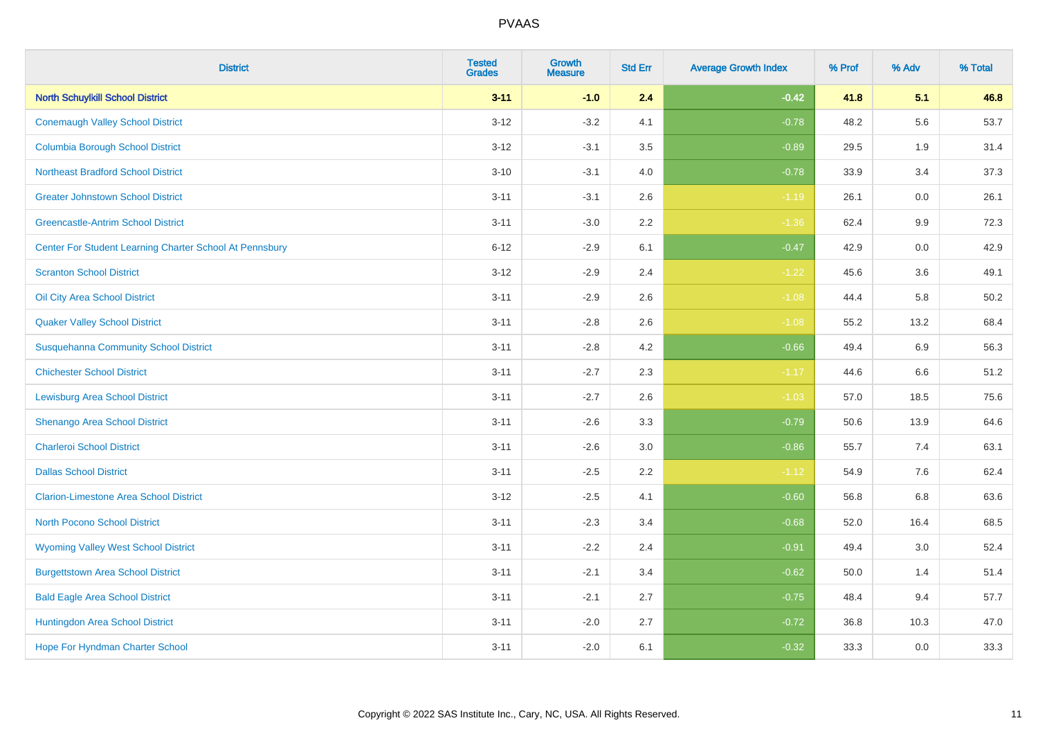# PVAAS

| District | Tested Grades | Growth Measure | Std Err | Average Growth Index | % Prof | % Adv | % Total |
|---|---|---|---|---|---|---|---|
| **North Schuylkill School District** | **3-11** | **-1.0** | **2.4** | **-0.42** | **41.8** | **5.1** | **46.8** |
| Conemaugh Valley School District | 3-12 | -3.2 | 4.1 | -0.78 | 48.2 | 5.6 | 53.7 |
| Columbia Borough School District | 3-12 | -3.1 | 3.5 | -0.89 | 29.5 | 1.9 | 31.4 |
| Northeast Bradford School District | 3-10 | -3.1 | 4.0 | -0.78 | 33.9 | 3.4 | 37.3 |
| Greater Johnstown School District | 3-11 | -3.1 | 2.6 | -1.19 | 26.1 | 0.0 | 26.1 |
| Greencastle-Antrim School District | 3-11 | -3.0 | 2.2 | -1.36 | 62.4 | 9.9 | 72.3 |
| Center For Student Learning Charter School At Pennsbury | 6-12 | -2.9 | 6.1 | -0.47 | 42.9 | 0.0 | 42.9 |
| Scranton School District | 3-12 | -2.9 | 2.4 | -1.22 | 45.6 | 3.6 | 49.1 |
| Oil City Area School District | 3-11 | -2.9 | 2.6 | -1.08 | 44.4 | 5.8 | 50.2 |
| Quaker Valley School District | 3-11 | -2.8 | 2.6 | -1.08 | 55.2 | 13.2 | 68.4 |
| Susquehanna Community School District | 3-11 | -2.8 | 4.2 | -0.66 | 49.4 | 6.9 | 56.3 |
| Chichester School District | 3-11 | -2.7 | 2.3 | -1.17 | 44.6 | 6.6 | 51.2 |
| Lewisburg Area School District | 3-11 | -2.7 | 2.6 | -1.03 | 57.0 | 18.5 | 75.6 |
| Shenango Area School District | 3-11 | -2.6 | 3.3 | -0.79 | 50.6 | 13.9 | 64.6 |
| Charleroi School District | 3-11 | -2.6 | 3.0 | -0.86 | 55.7 | 7.4 | 63.1 |
| Dallas School District | 3-11 | -2.5 | 2.2 | -1.12 | 54.9 | 7.6 | 62.4 |
| Clarion-Limestone Area School District | 3-12 | -2.5 | 4.1 | -0.60 | 56.8 | 6.8 | 63.6 |
| North Pocono School District | 3-11 | -2.3 | 3.4 | -0.68 | 52.0 | 16.4 | 68.5 |
| Wyoming Valley West School District | 3-11 | -2.2 | 2.4 | -0.91 | 49.4 | 3.0 | 52.4 |
| Burgettstown Area School District | 3-11 | -2.1 | 3.4 | -0.62 | 50.0 | 1.4 | 51.4 |
| Bald Eagle Area School District | 3-11 | -2.1 | 2.7 | -0.75 | 48.4 | 9.4 | 57.7 |
| Huntingdon Area School District | 3-11 | -2.0 | 2.7 | -0.72 | 36.8 | 10.3 | 47.0 |
| Hope For Hyndman Charter School | 3-11 | -2.0 | 6.1 | -0.32 | 33.3 | 0.0 | 33.3 |

Copyright © 2022 SAS Institute Inc., Cary, NC, USA. All Rights Reserved.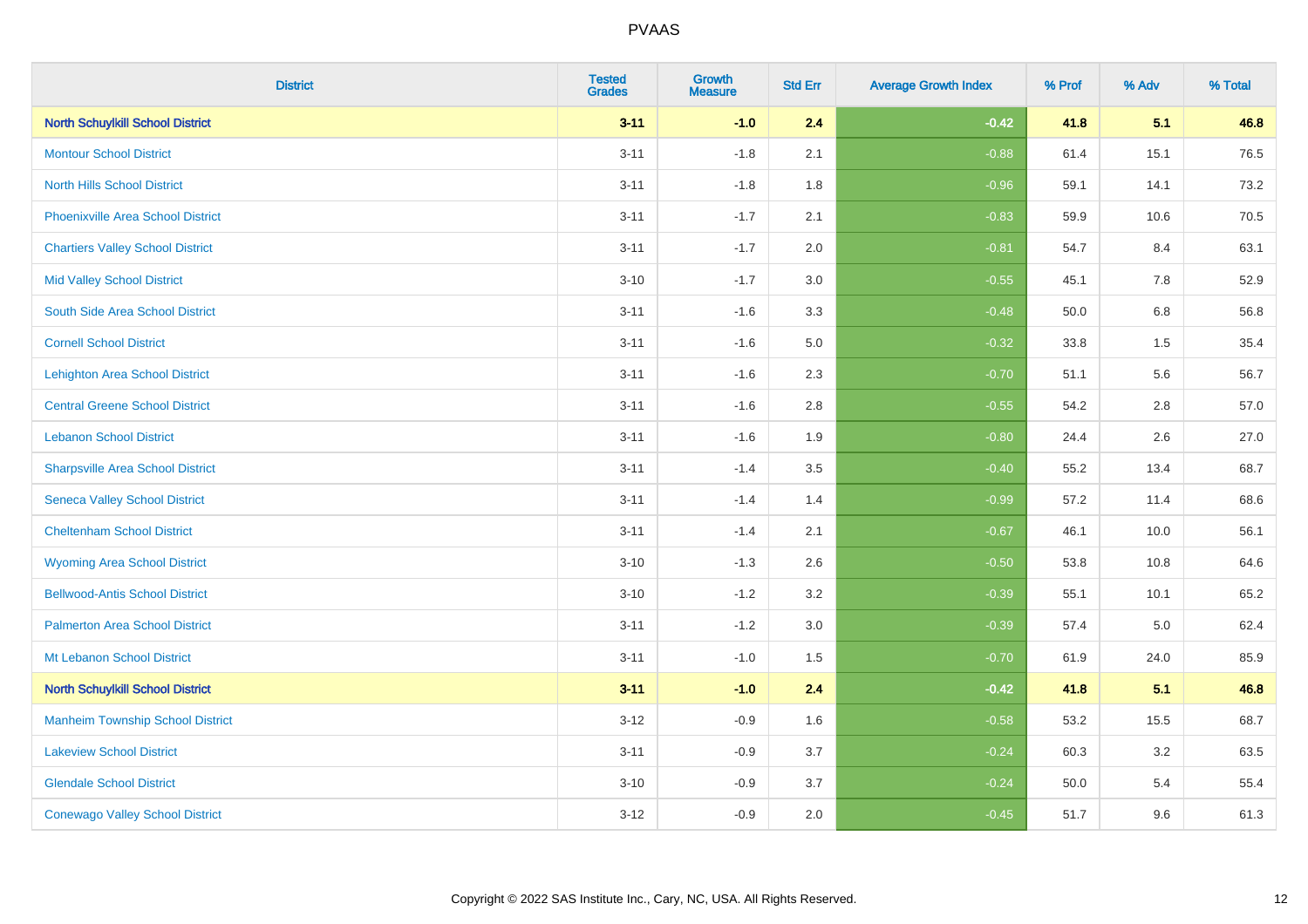# PVAAS

| District | Tested Grades | Growth Measure | Std Err | Average Growth Index | % Prof | % Adv | % Total |
|---|---|---|---|---|---|---|---|
| **North Schuylkill School District** | **3-11** | **-1.0** | **2.4** | **-0.42** | **41.8** | **5.1** | **46.8** |
| Montour School District | 3-11 | -1.8 | 2.1 | -0.88 | 61.4 | 15.1 | 76.5 |
| North Hills School District | 3-11 | -1.8 | 1.8 | -0.96 | 59.1 | 14.1 | 73.2 |
| Phoenixville Area School District | 3-11 | -1.7 | 2.1 | -0.83 | 59.9 | 10.6 | 70.5 |
| Chartiers Valley School District | 3-11 | -1.7 | 2.0 | -0.81 | 54.7 | 8.4 | 63.1 |
| Mid Valley School District | 3-10 | -1.7 | 3.0 | -0.55 | 45.1 | 7.8 | 52.9 |
| South Side Area School District | 3-11 | -1.6 | 3.3 | -0.48 | 50.0 | 6.8 | 56.8 |
| Cornell School District | 3-11 | -1.6 | 5.0 | -0.32 | 33.8 | 1.5 | 35.4 |
| Lehighton Area School District | 3-11 | -1.6 | 2.3 | -0.70 | 51.1 | 5.6 | 56.7 |
| Central Greene School District | 3-11 | -1.6 | 2.8 | -0.55 | 54.2 | 2.8 | 57.0 |
| Lebanon School District | 3-11 | -1.6 | 1.9 | -0.80 | 24.4 | 2.6 | 27.0 |
| Sharpsville Area School District | 3-11 | -1.4 | 3.5 | -0.40 | 55.2 | 13.4 | 68.7 |
| Seneca Valley School District | 3-11 | -1.4 | 1.4 | -0.99 | 57.2 | 11.4 | 68.6 |
| Cheltenham School District | 3-11 | -1.4 | 2.1 | -0.67 | 46.1 | 10.0 | 56.1 |
| Wyoming Area School District | 3-10 | -1.3 | 2.6 | -0.50 | 53.8 | 10.8 | 64.6 |
| Bellwood-Antis School District | 3-10 | -1.2 | 3.2 | -0.39 | 55.1 | 10.1 | 65.2 |
| Palmerton Area School District | 3-11 | -1.2 | 3.0 | -0.39 | 57.4 | 5.0 | 62.4 |
| Mt Lebanon School District | 3-11 | -1.0 | 1.5 | -0.70 | 61.9 | 24.0 | 85.9 |
| **North Schuylkill School District** | **3-11** | **-1.0** | **2.4** | **-0.42** | **41.8** | **5.1** | **46.8** |
| Manheim Township School District | 3-12 | -0.9 | 1.6 | -0.58 | 53.2 | 15.5 | 68.7 |
| Lakeview School District | 3-11 | -0.9 | 3.7 | -0.24 | 60.3 | 3.2 | 63.5 |
| Glendale School District | 3-10 | -0.9 | 3.7 | -0.24 | 50.0 | 5.4 | 55.4 |
| Conewago Valley School District | 3-12 | -0.9 | 2.0 | -0.45 | 51.7 | 9.6 | 61.3 |

Copyright © 2022 SAS Institute Inc., Cary, NC, USA. All Rights Reserved.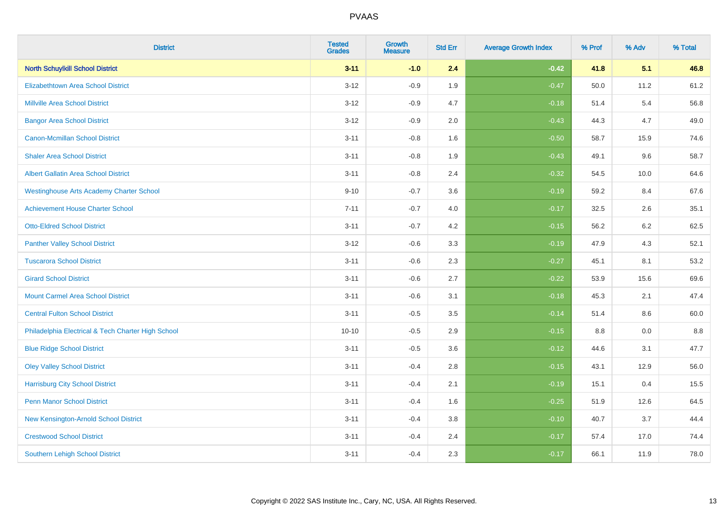# PVAAS

| District | Tested Grades | Growth Measure | Std Err | Average Growth Index | % Prof | % Adv | % Total |
|---|---|---|---|---|---|---|---|
| **North Schuylkill School District** | **3-11** | **-1.0** | **2.4** | **-0.42** | **41.8** | **5.1** | **46.8** |
| Elizabethtown Area School District | 3-12 | -0.9 | 1.9 | -0.47 | 50.0 | 11.2 | 61.2 |
| Millville Area School District | 3-12 | -0.9 | 4.7 | -0.18 | 51.4 | 5.4 | 56.8 |
| Bangor Area School District | 3-12 | -0.9 | 2.0 | -0.43 | 44.3 | 4.7 | 49.0 |
| Canon-Mcmillan School District | 3-11 | -0.8 | 1.6 | -0.50 | 58.7 | 15.9 | 74.6 |
| Shaler Area School District | 3-11 | -0.8 | 1.9 | -0.43 | 49.1 | 9.6 | 58.7 |
| Albert Gallatin Area School District | 3-11 | -0.8 | 2.4 | -0.32 | 54.5 | 10.0 | 64.6 |
| Westinghouse Arts Academy Charter School | 9-10 | -0.7 | 3.6 | -0.19 | 59.2 | 8.4 | 67.6 |
| Achievement House Charter School | 7-11 | -0.7 | 4.0 | -0.17 | 32.5 | 2.6 | 35.1 |
| Otto-Eldred School District | 3-11 | -0.7 | 4.2 | -0.15 | 56.2 | 6.2 | 62.5 |
| Panther Valley School District | 3-12 | -0.6 | 3.3 | -0.19 | 47.9 | 4.3 | 52.1 |
| Tuscarora School District | 3-11 | -0.6 | 2.3 | -0.27 | 45.1 | 8.1 | 53.2 |
| Girard School District | 3-11 | -0.6 | 2.7 | -0.22 | 53.9 | 15.6 | 69.6 |
| Mount Carmel Area School District | 3-11 | -0.6 | 3.1 | -0.18 | 45.3 | 2.1 | 47.4 |
| Central Fulton School District | 3-11 | -0.5 | 3.5 | -0.14 | 51.4 | 8.6 | 60.0 |
| Philadelphia Electrical & Tech Charter High School | 10-10 | -0.5 | 2.9 | -0.15 | 8.8 | 0.0 | 8.8 |
| Blue Ridge School District | 3-11 | -0.5 | 3.6 | -0.12 | 44.6 | 3.1 | 47.7 |
| Oley Valley School District | 3-11 | -0.4 | 2.8 | -0.15 | 43.1 | 12.9 | 56.0 |
| Harrisburg City School District | 3-11 | -0.4 | 2.1 | -0.19 | 15.1 | 0.4 | 15.5 |
| Penn Manor School District | 3-11 | -0.4 | 1.6 | -0.25 | 51.9 | 12.6 | 64.5 |
| New Kensington-Arnold School District | 3-11 | -0.4 | 3.8 | -0.10 | 40.7 | 3.7 | 44.4 |
| Crestwood School District | 3-11 | -0.4 | 2.4 | -0.17 | 57.4 | 17.0 | 74.4 |
| Southern Lehigh School District | 3-11 | -0.4 | 2.3 | -0.17 | 66.1 | 11.9 | 78.0 |

Copyright © 2022 SAS Institute Inc., Cary, NC, USA. All Rights Reserved.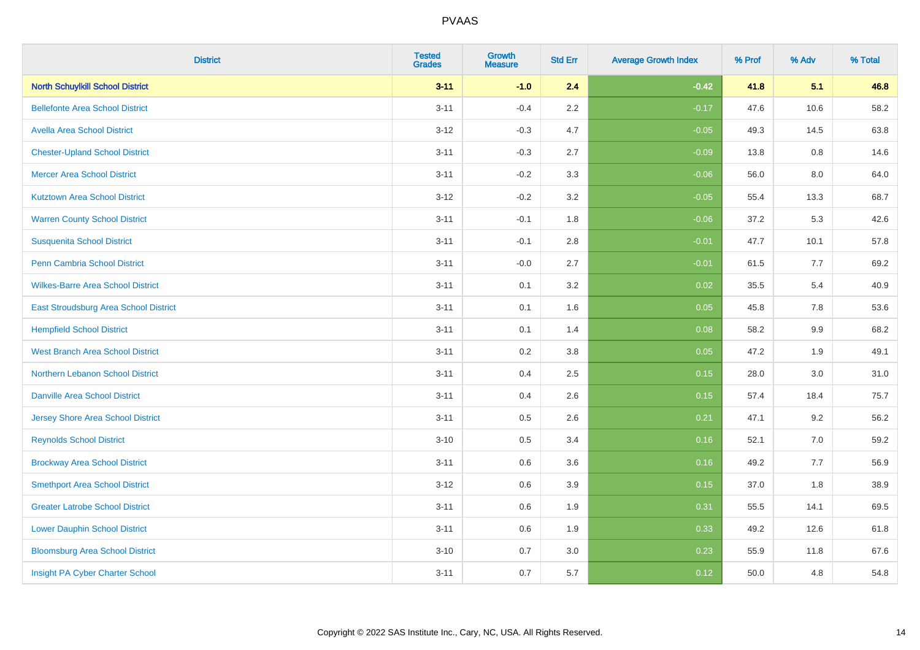# PVAAS

| District | Tested Grades | Growth Measure | Std Err | Average Growth Index | % Prof | % Adv | % Total |
|---|---|---|---|---|---|---|---|
| **North Schuylkill School District** | **3-11** | **-1.0** | **2.4** | **-0.42** | **41.8** | **5.1** | **46.8** |
| Bellefonte Area School District | 3-11 | -0.4 | 2.2 | -0.17 | 47.6 | 10.6 | 58.2 |
| Avella Area School District | 3-12 | -0.3 | 4.7 | -0.05 | 49.3 | 14.5 | 63.8 |
| Chester-Upland School District | 3-11 | -0.3 | 2.7 | -0.09 | 13.8 | 0.8 | 14.6 |
| Mercer Area School District | 3-11 | -0.2 | 3.3 | -0.06 | 56.0 | 8.0 | 64.0 |
| Kutztown Area School District | 3-12 | -0.2 | 3.2 | -0.05 | 55.4 | 13.3 | 68.7 |
| Warren County School District | 3-11 | -0.1 | 1.8 | -0.06 | 37.2 | 5.3 | 42.6 |
| Susquenita School District | 3-11 | -0.1 | 2.8 | -0.01 | 47.7 | 10.1 | 57.8 |
| Penn Cambria School District | 3-11 | -0.0 | 2.7 | -0.01 | 61.5 | 7.7 | 69.2 |
| Wilkes-Barre Area School District | 3-11 | 0.1 | 3.2 | 0.02 | 35.5 | 5.4 | 40.9 |
| East Stroudsburg Area School District | 3-11 | 0.1 | 1.6 | 0.05 | 45.8 | 7.8 | 53.6 |
| Hempfield School District | 3-11 | 0.1 | 1.4 | 0.08 | 58.2 | 9.9 | 68.2 |
| West Branch Area School District | 3-11 | 0.2 | 3.8 | 0.05 | 47.2 | 1.9 | 49.1 |
| Northern Lebanon School District | 3-11 | 0.4 | 2.5 | 0.15 | 28.0 | 3.0 | 31.0 |
| Danville Area School District | 3-11 | 0.4 | 2.6 | 0.15 | 57.4 | 18.4 | 75.7 |
| Jersey Shore Area School District | 3-11 | 0.5 | 2.6 | 0.21 | 47.1 | 9.2 | 56.2 |
| Reynolds School District | 3-10 | 0.5 | 3.4 | 0.16 | 52.1 | 7.0 | 59.2 |
| Brockway Area School District | 3-11 | 0.6 | 3.6 | 0.16 | 49.2 | 7.7 | 56.9 |
| Smethport Area School District | 3-12 | 0.6 | 3.9 | 0.15 | 37.0 | 1.8 | 38.9 |
| Greater Latrobe School District | 3-11 | 0.6 | 1.9 | 0.31 | 55.5 | 14.1 | 69.5 |
| Lower Dauphin School District | 3-11 | 0.6 | 1.9 | 0.33 | 49.2 | 12.6 | 61.8 |
| Bloomsburg Area School District | 3-10 | 0.7 | 3.0 | 0.23 | 55.9 | 11.8 | 67.6 |
| Insight PA Cyber Charter School | 3-11 | 0.7 | 5.7 | 0.12 | 50.0 | 4.8 | 54.8 |

Copyright © 2022 SAS Institute Inc., Cary, NC, USA. All Rights Reserved.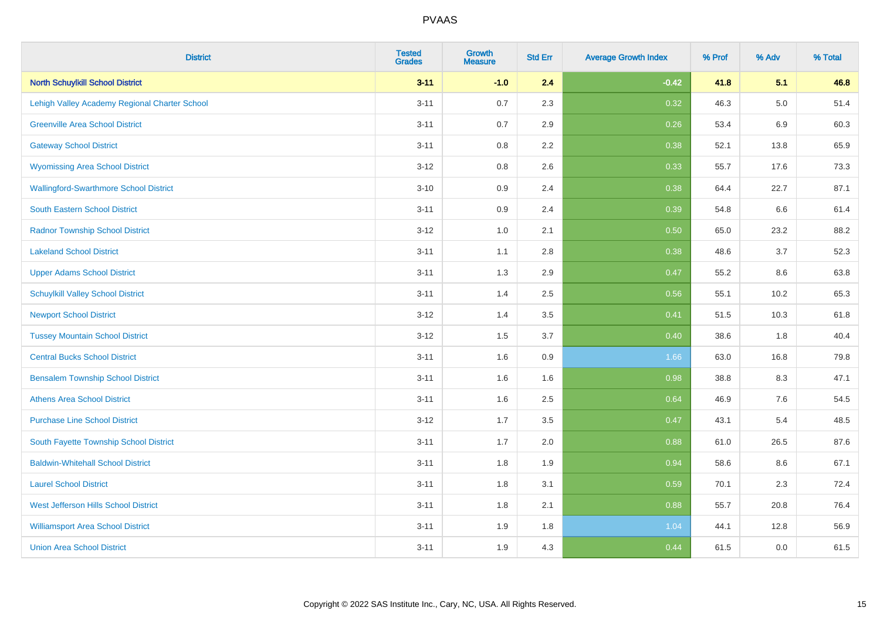| District | Tested Grades | Growth Measure | Std Err | Average Growth Index | % Prof | % Adv | % Total |
|---|---|---|---|---|---|---|---|
| **North Schuylkill School District** | **3-11** | **-1.0** | **2.4** | **-0.42** | **41.8** | **5.1** | **46.8** |
| Lehigh Valley Academy Regional Charter School | 3-11 | 0.7 | 2.3 | 0.32 | 46.3 | 5.0 | 51.4 |
| Greenville Area School District | 3-11 | 0.7 | 2.9 | 0.26 | 53.4 | 6.9 | 60.3 |
| Gateway School District | 3-11 | 0.8 | 2.2 | 0.38 | 52.1 | 13.8 | 65.9 |
| Wyomissing Area School District | 3-12 | 0.8 | 2.6 | 0.33 | 55.7 | 17.6 | 73.3 |
| Wallingford-Swarthmore School District | 3-10 | 0.9 | 2.4 | 0.38 | 64.4 | 22.7 | 87.1 |
| South Eastern School District | 3-11 | 0.9 | 2.4 | 0.39 | 54.8 | 6.6 | 61.4 |
| Radnor Township School District | 3-12 | 1.0 | 2.1 | 0.50 | 65.0 | 23.2 | 88.2 |
| Lakeland School District | 3-11 | 1.1 | 2.8 | 0.38 | 48.6 | 3.7 | 52.3 |
| Upper Adams School District | 3-11 | 1.3 | 2.9 | 0.47 | 55.2 | 8.6 | 63.8 |
| Schuylkill Valley School District | 3-11 | 1.4 | 2.5 | 0.56 | 55.1 | 10.2 | 65.3 |
| Newport School District | 3-12 | 1.4 | 3.5 | 0.41 | 51.5 | 10.3 | 61.8 |
| Tussey Mountain School District | 3-12 | 1.5 | 3.7 | 0.40 | 38.6 | 1.8 | 40.4 |
| Central Bucks School District | 3-11 | 1.6 | 0.9 | 1.66 | 63.0 | 16.8 | 79.8 |
| Bensalem Township School District | 3-11 | 1.6 | 1.6 | 0.98 | 38.8 | 8.3 | 47.1 |
| Athens Area School District | 3-11 | 1.6 | 2.5 | 0.64 | 46.9 | 7.6 | 54.5 |
| Purchase Line School District | 3-12 | 1.7 | 3.5 | 0.47 | 43.1 | 5.4 | 48.5 |
| South Fayette Township School District | 3-11 | 1.7 | 2.0 | 0.88 | 61.0 | 26.5 | 87.6 |
| Baldwin-Whitehall School District | 3-11 | 1.8 | 1.9 | 0.94 | 58.6 | 8.6 | 67.1 |
| Laurel School District | 3-11 | 1.8 | 3.1 | 0.59 | 70.1 | 2.3 | 72.4 |
| West Jefferson Hills School District | 3-11 | 1.8 | 2.1 | 0.88 | 55.7 | 20.8 | 76.4 |
| Williamsport Area School District | 3-11 | 1.9 | 1.8 | 1.04 | 44.1 | 12.8 | 56.9 |
| Union Area School District | 3-11 | 1.9 | 4.3 | 0.44 | 61.5 | 0.0 | 61.5 |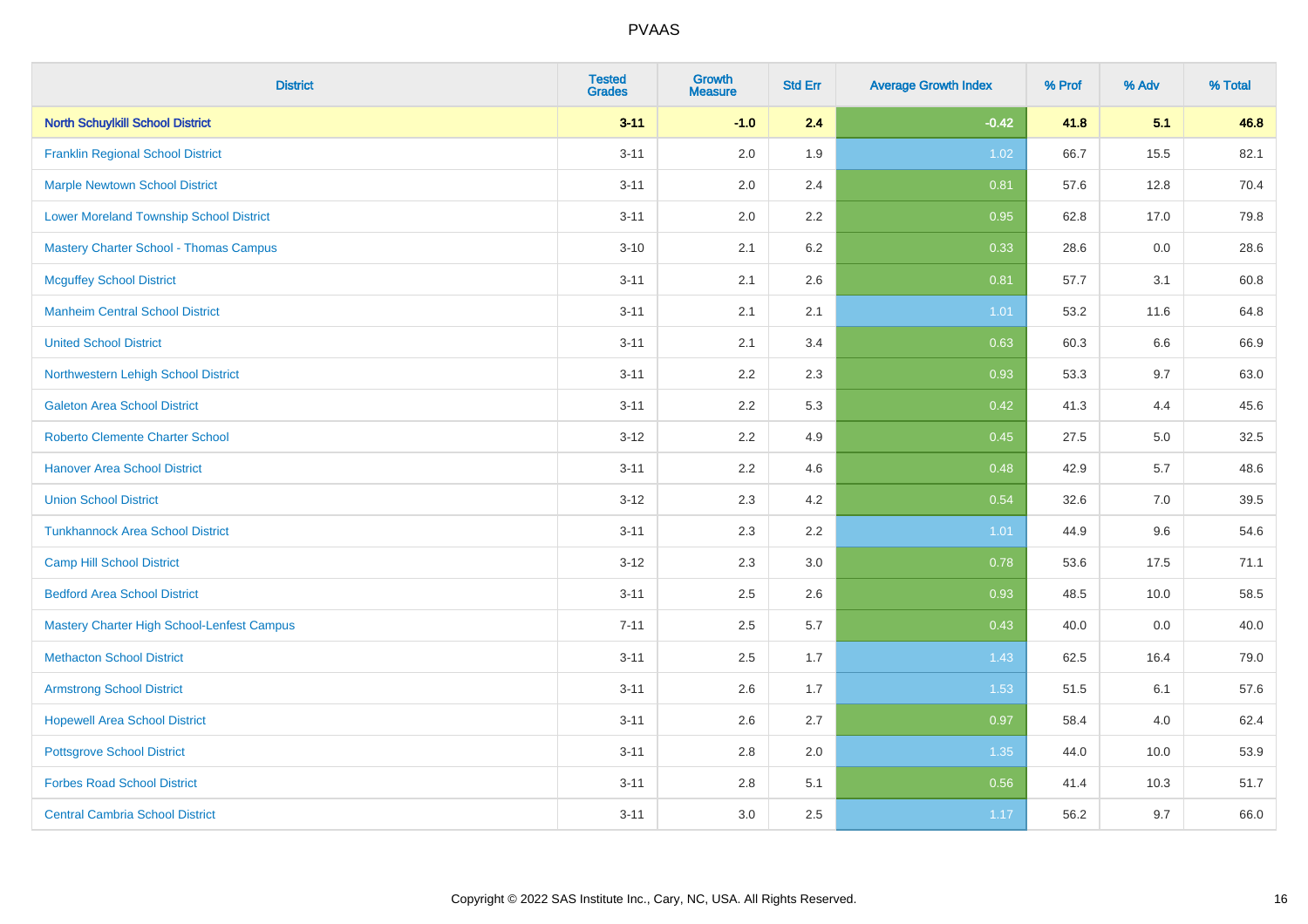# PVAAS

| District | Tested Grades | Growth Measure | Std Err | Average Growth Index | % Prof | % Adv | % Total |
|---|---|---|---|---|---|---|---|
| **North Schuylkill School District** | **3-11** | **-1.0** | **2.4** | **-0.42** | **41.8** | **5.1** | **46.8** |
| Franklin Regional School District | 3-11 | 2.0 | 1.9 | 1.02 | 66.7 | 15.5 | 82.1 |
| Marple Newtown School District | 3-11 | 2.0 | 2.4 | 0.81 | 57.6 | 12.8 | 70.4 |
| Lower Moreland Township School District | 3-11 | 2.0 | 2.2 | 0.95 | 62.8 | 17.0 | 79.8 |
| Mastery Charter School - Thomas Campus | 3-10 | 2.1 | 6.2 | 0.33 | 28.6 | 0.0 | 28.6 |
| Mcguffey School District | 3-11 | 2.1 | 2.6 | 0.81 | 57.7 | 3.1 | 60.8 |
| Manheim Central School District | 3-11 | 2.1 | 2.1 | 1.01 | 53.2 | 11.6 | 64.8 |
| United School District | 3-11 | 2.1 | 3.4 | 0.63 | 60.3 | 6.6 | 66.9 |
| Northwestern Lehigh School District | 3-11 | 2.2 | 2.3 | 0.93 | 53.3 | 9.7 | 63.0 |
| Galeton Area School District | 3-11 | 2.2 | 5.3 | 0.42 | 41.3 | 4.4 | 45.6 |
| Roberto Clemente Charter School | 3-12 | 2.2 | 4.9 | 0.45 | 27.5 | 5.0 | 32.5 |
| Hanover Area School District | 3-11 | 2.2 | 4.6 | 0.48 | 42.9 | 5.7 | 48.6 |
| Union School District | 3-12 | 2.3 | 4.2 | 0.54 | 32.6 | 7.0 | 39.5 |
| Tunkhannock Area School District | 3-11 | 2.3 | 2.2 | 1.01 | 44.9 | 9.6 | 54.6 |
| Camp Hill School District | 3-12 | 2.3 | 3.0 | 0.78 | 53.6 | 17.5 | 71.1 |
| Bedford Area School District | 3-11 | 2.5 | 2.6 | 0.93 | 48.5 | 10.0 | 58.5 |
| Mastery Charter High School-Lenfest Campus | 7-11 | 2.5 | 5.7 | 0.43 | 40.0 | 0.0 | 40.0 |
| Methacton School District | 3-11 | 2.5 | 1.7 | 1.43 | 62.5 | 16.4 | 79.0 |
| Armstrong School District | 3-11 | 2.6 | 1.7 | 1.53 | 51.5 | 6.1 | 57.6 |
| Hopewell Area School District | 3-11 | 2.6 | 2.7 | 0.97 | 58.4 | 4.0 | 62.4 |
| Pottsgrove School District | 3-11 | 2.8 | 2.0 | 1.35 | 44.0 | 10.0 | 53.9 |
| Forbes Road School District | 3-11 | 2.8 | 5.1 | 0.56 | 41.4 | 10.3 | 51.7 |
| Central Cambria School District | 3-11 | 3.0 | 2.5 | 1.17 | 56.2 | 9.7 | 66.0 |

Copyright © 2022 SAS Institute Inc., Cary, NC, USA. All Rights Reserved.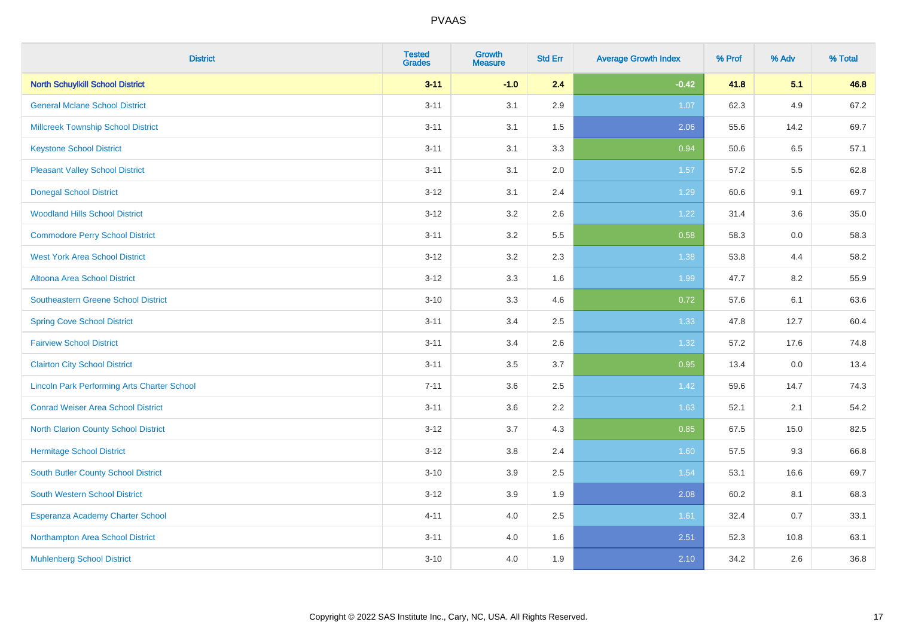| District | Tested Grades | Growth Measure | Std Err | Average Growth Index | % Prof | % Adv | % Total |
|---|---|---|---|---|---|---|---|
| **North Schuylkill School District** | **3-11** | **-1.0** | **2.4** | **-0.42** | **41.8** | **5.1** | **46.8** |
| General Mclane School District | 3-11 | 3.1 | 2.9 | 1.07 | 62.3 | 4.9 | 67.2 |
| Millcreek Township School District | 3-11 | 3.1 | 1.5 | 2.06 | 55.6 | 14.2 | 69.7 |
| Keystone School District | 3-11 | 3.1 | 3.3 | 0.94 | 50.6 | 6.5 | 57.1 |
| Pleasant Valley School District | 3-11 | 3.1 | 2.0 | 1.57 | 57.2 | 5.5 | 62.8 |
| Donegal School District | 3-12 | 3.1 | 2.4 | 1.29 | 60.6 | 9.1 | 69.7 |
| Woodland Hills School District | 3-12 | 3.2 | 2.6 | 1.22 | 31.4 | 3.6 | 35.0 |
| Commodore Perry School District | 3-11 | 3.2 | 5.5 | 0.58 | 58.3 | 0.0 | 58.3 |
| West York Area School District | 3-12 | 3.2 | 2.3 | 1.38 | 53.8 | 4.4 | 58.2 |
| Altoona Area School District | 3-12 | 3.3 | 1.6 | 1.99 | 47.7 | 8.2 | 55.9 |
| Southeastern Greene School District | 3-10 | 3.3 | 4.6 | 0.72 | 57.6 | 6.1 | 63.6 |
| Spring Cove School District | 3-11 | 3.4 | 2.5 | 1.33 | 47.8 | 12.7 | 60.4 |
| Fairview School District | 3-11 | 3.4 | 2.6 | 1.32 | 57.2 | 17.6 | 74.8 |
| Clairton City School District | 3-11 | 3.5 | 3.7 | 0.95 | 13.4 | 0.0 | 13.4 |
| Lincoln Park Performing Arts Charter School | 7-11 | 3.6 | 2.5 | 1.42 | 59.6 | 14.7 | 74.3 |
| Conrad Weiser Area School District | 3-11 | 3.6 | 2.2 | 1.63 | 52.1 | 2.1 | 54.2 |
| North Clarion County School District | 3-12 | 3.7 | 4.3 | 0.85 | 67.5 | 15.0 | 82.5 |
| Hermitage School District | 3-12 | 3.8 | 2.4 | 1.60 | 57.5 | 9.3 | 66.8 |
| South Butler County School District | 3-10 | 3.9 | 2.5 | 1.54 | 53.1 | 16.6 | 69.7 |
| South Western School District | 3-12 | 3.9 | 1.9 | 2.08 | 60.2 | 8.1 | 68.3 |
| Esperanza Academy Charter School | 4-11 | 4.0 | 2.5 | 1.61 | 32.4 | 0.7 | 33.1 |
| Northampton Area School District | 3-11 | 4.0 | 1.6 | 2.51 | 52.3 | 10.8 | 63.1 |
| Muhlenberg School District | 3-10 | 4.0 | 1.9 | 2.10 | 34.2 | 2.6 | 36.8 |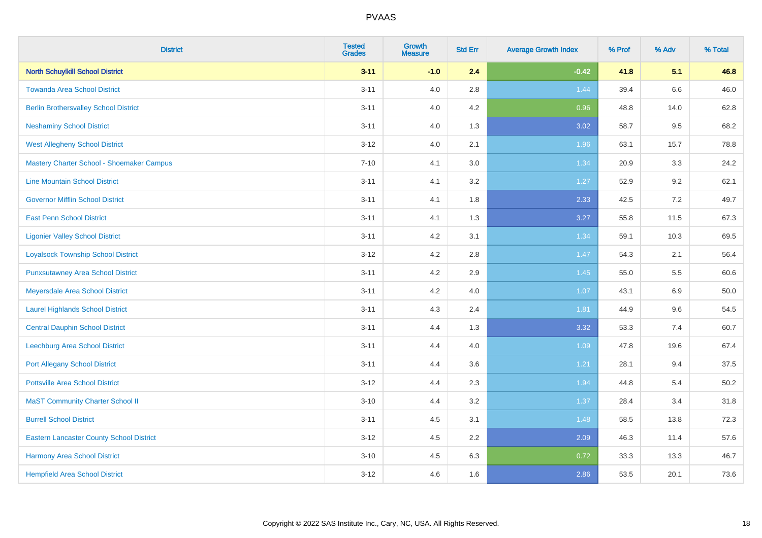# PVAAS

| District | Tested Grades | Growth Measure | Std Err | Average Growth Index | % Prof | % Adv | % Total |
|---|---|---|---|---|---|---|---|
| **North Schuylkill School District** | **3-11** | **-1.0** | **2.4** | **-0.42** | **41.8** | **5.1** | **46.8** |
| Towanda Area School District | 3-11 | 4.0 | 2.8 | 1.44 | 39.4 | 6.6 | 46.0 |
| Berlin Brothersvalley School District | 3-11 | 4.0 | 4.2 | 0.96 | 48.8 | 14.0 | 62.8 |
| Neshaminy School District | 3-11 | 4.0 | 1.3 | 3.02 | 58.7 | 9.5 | 68.2 |
| West Allegheny School District | 3-12 | 4.0 | 2.1 | 1.96 | 63.1 | 15.7 | 78.8 |
| Mastery Charter School - Shoemaker Campus | 7-10 | 4.1 | 3.0 | 1.34 | 20.9 | 3.3 | 24.2 |
| Line Mountain School District | 3-11 | 4.1 | 3.2 | 1.27 | 52.9 | 9.2 | 62.1 |
| Governor Mifflin School District | 3-11 | 4.1 | 1.8 | 2.33 | 42.5 | 7.2 | 49.7 |
| East Penn School District | 3-11 | 4.1 | 1.3 | 3.27 | 55.8 | 11.5 | 67.3 |
| Ligonier Valley School District | 3-11 | 4.2 | 3.1 | 1.34 | 59.1 | 10.3 | 69.5 |
| Loyalsock Township School District | 3-12 | 4.2 | 2.8 | 1.47 | 54.3 | 2.1 | 56.4 |
| Punxsutawney Area School District | 3-11 | 4.2 | 2.9 | 1.45 | 55.0 | 5.5 | 60.6 |
| Meyersdale Area School District | 3-11 | 4.2 | 4.0 | 1.07 | 43.1 | 6.9 | 50.0 |
| Laurel Highlands School District | 3-11 | 4.3 | 2.4 | 1.81 | 44.9 | 9.6 | 54.5 |
| Central Dauphin School District | 3-11 | 4.4 | 1.3 | 3.32 | 53.3 | 7.4 | 60.7 |
| Leechburg Area School District | 3-11 | 4.4 | 4.0 | 1.09 | 47.8 | 19.6 | 67.4 |
| Port Allegany School District | 3-11 | 4.4 | 3.6 | 1.21 | 28.1 | 9.4 | 37.5 |
| Pottsville Area School District | 3-12 | 4.4 | 2.3 | 1.94 | 44.8 | 5.4 | 50.2 |
| MaST Community Charter School II | 3-10 | 4.4 | 3.2 | 1.37 | 28.4 | 3.4 | 31.8 |
| Burrell School District | 3-11 | 4.5 | 3.1 | 1.48 | 58.5 | 13.8 | 72.3 |
| Eastern Lancaster County School District | 3-12 | 4.5 | 2.2 | 2.09 | 46.3 | 11.4 | 57.6 |
| Harmony Area School District | 3-10 | 4.5 | 6.3 | 0.72 | 33.3 | 13.3 | 46.7 |
| Hempfield Area School District | 3-12 | 4.6 | 1.6 | 2.86 | 53.5 | 20.1 | 73.6 |

Copyright © 2022 SAS Institute Inc., Cary, NC, USA. All Rights Reserved.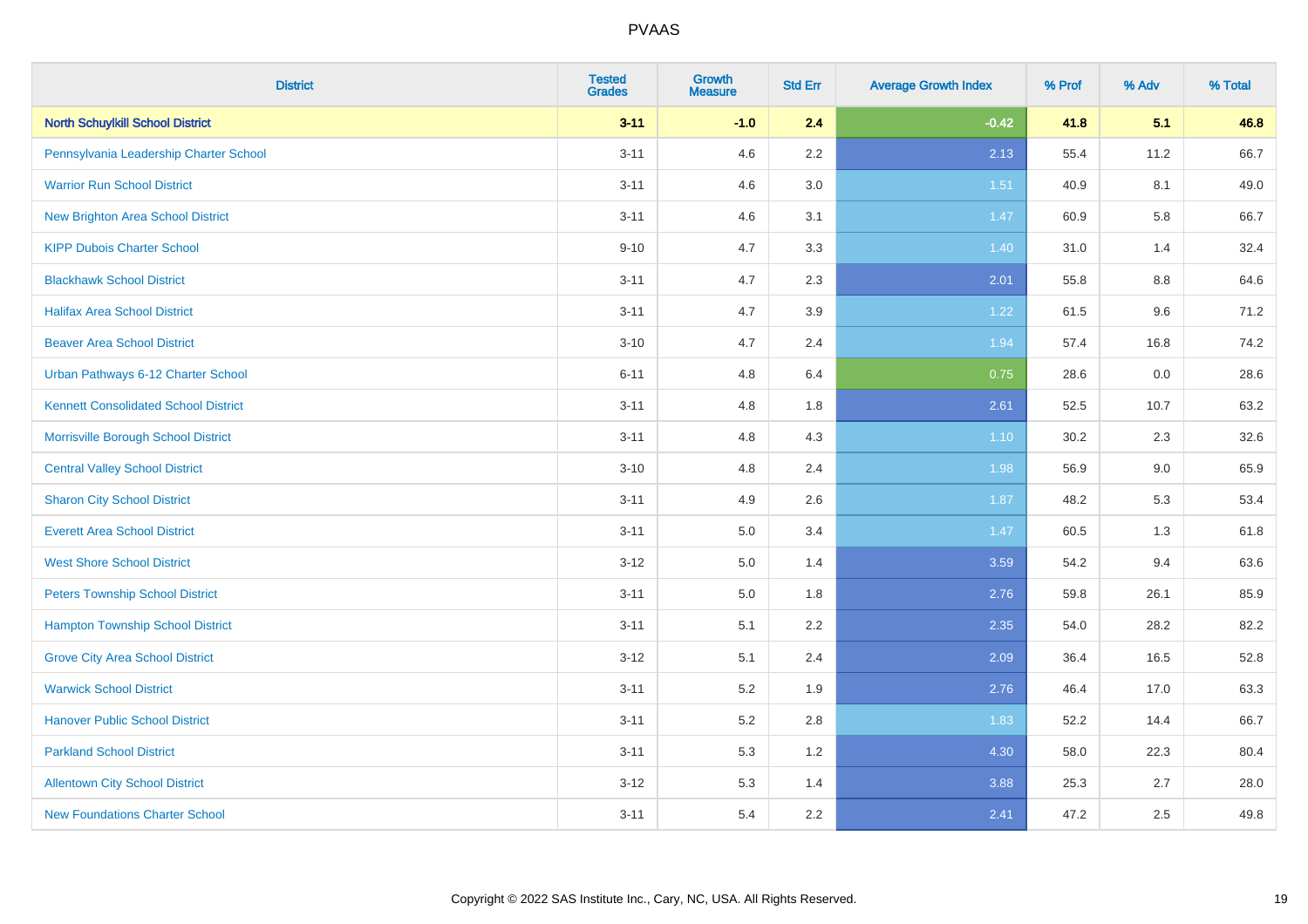| District | Tested Grades | Growth Measure | Std Err | Average Growth Index | % Prof | % Adv | % Total |
|---|---|---|---|---|---|---|---|
| **North Schuylkill School District** | **3-11** | **-1.0** | **2.4** | **-0.42** | **41.8** | **5.1** | **46.8** |
| Pennsylvania Leadership Charter School | 3-11 | 4.6 | 2.2 | 2.13 | 55.4 | 11.2 | 66.7 |
| Warrior Run School District | 3-11 | 4.6 | 3.0 | 1.51 | 40.9 | 8.1 | 49.0 |
| New Brighton Area School District | 3-11 | 4.6 | 3.1 | 1.47 | 60.9 | 5.8 | 66.7 |
| KIPP Dubois Charter School | 9-10 | 4.7 | 3.3 | 1.40 | 31.0 | 1.4 | 32.4 |
| Blackhawk School District | 3-11 | 4.7 | 2.3 | 2.01 | 55.8 | 8.8 | 64.6 |
| Halifax Area School District | 3-11 | 4.7 | 3.9 | 1.22 | 61.5 | 9.6 | 71.2 |
| Beaver Area School District | 3-10 | 4.7 | 2.4 | 1.94 | 57.4 | 16.8 | 74.2 |
| Urban Pathways 6-12 Charter School | 6-11 | 4.8 | 6.4 | 0.75 | 28.6 | 0.0 | 28.6 |
| Kennett Consolidated School District | 3-11 | 4.8 | 1.8 | 2.61 | 52.5 | 10.7 | 63.2 |
| Morrisville Borough School District | 3-11 | 4.8 | 4.3 | 1.10 | 30.2 | 2.3 | 32.6 |
| Central Valley School District | 3-10 | 4.8 | 2.4 | 1.98 | 56.9 | 9.0 | 65.9 |
| Sharon City School District | 3-11 | 4.9 | 2.6 | 1.87 | 48.2 | 5.3 | 53.4 |
| Everett Area School District | 3-11 | 5.0 | 3.4 | 1.47 | 60.5 | 1.3 | 61.8 |
| West Shore School District | 3-12 | 5.0 | 1.4 | 3.59 | 54.2 | 9.4 | 63.6 |
| Peters Township School District | 3-11 | 5.0 | 1.8 | 2.76 | 59.8 | 26.1 | 85.9 |
| Hampton Township School District | 3-11 | 5.1 | 2.2 | 2.35 | 54.0 | 28.2 | 82.2 |
| Grove City Area School District | 3-12 | 5.1 | 2.4 | 2.09 | 36.4 | 16.5 | 52.8 |
| Warwick School District | 3-11 | 5.2 | 1.9 | 2.76 | 46.4 | 17.0 | 63.3 |
| Hanover Public School District | 3-11 | 5.2 | 2.8 | 1.83 | 52.2 | 14.4 | 66.7 |
| Parkland School District | 3-11 | 5.3 | 1.2 | 4.30 | 58.0 | 22.3 | 80.4 |
| Allentown City School District | 3-12 | 5.3 | 1.4 | 3.88 | 25.3 | 2.7 | 28.0 |
| New Foundations Charter School | 3-11 | 5.4 | 2.2 | 2.41 | 47.2 | 2.5 | 49.8 |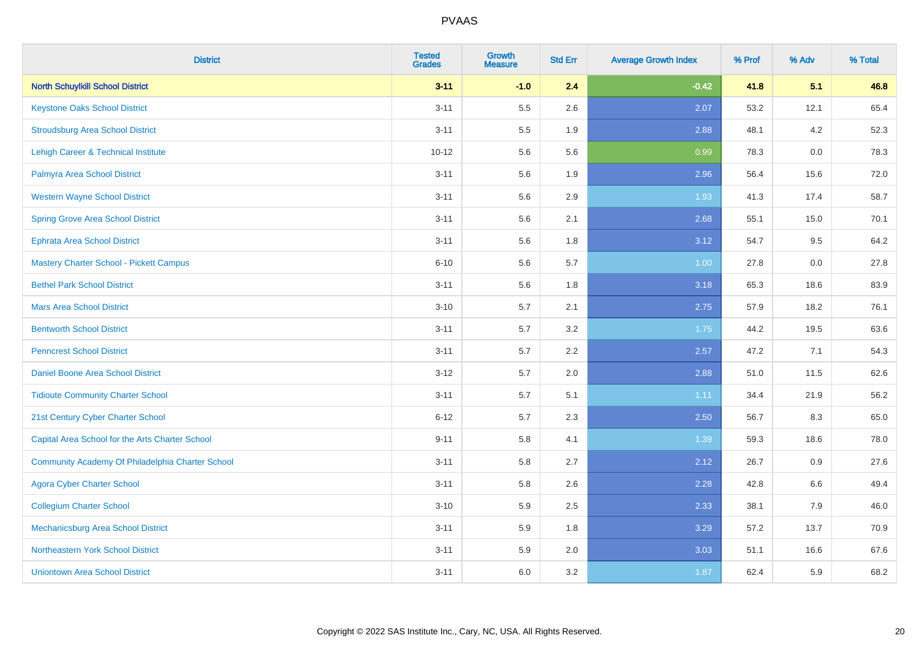# PVAAS

| District | Tested Grades | Growth Measure | Std Err | Average Growth Index | % Prof | % Adv | % Total |
|---|---|---|---|---|---|---|---|
| **North Schuylkill School District** | **3-11** | **-1.0** | **2.4** | **-0.42** | **41.8** | **5.1** | **46.8** |
| Keystone Oaks School District | 3-11 | 5.5 | 2.6 | 2.07 | 53.2 | 12.1 | 65.4 |
| Stroudsburg Area School District | 3-11 | 5.5 | 1.9 | 2.88 | 48.1 | 4.2 | 52.3 |
| Lehigh Career & Technical Institute | 10-12 | 5.6 | 5.6 | 0.99 | 78.3 | 0.0 | 78.3 |
| Palmyra Area School District | 3-11 | 5.6 | 1.9 | 2.96 | 56.4 | 15.6 | 72.0 |
| Western Wayne School District | 3-11 | 5.6 | 2.9 | 1.93 | 41.3 | 17.4 | 58.7 |
| Spring Grove Area School District | 3-11 | 5.6 | 2.1 | 2.68 | 55.1 | 15.0 | 70.1 |
| Ephrata Area School District | 3-11 | 5.6 | 1.8 | 3.12 | 54.7 | 9.5 | 64.2 |
| Mastery Charter School - Pickett Campus | 6-10 | 5.6 | 5.7 | 1.00 | 27.8 | 0.0 | 27.8 |
| Bethel Park School District | 3-11 | 5.6 | 1.8 | 3.18 | 65.3 | 18.6 | 83.9 |
| Mars Area School District | 3-10 | 5.7 | 2.1 | 2.75 | 57.9 | 18.2 | 76.1 |
| Bentworth School District | 3-11 | 5.7 | 3.2 | 1.75 | 44.2 | 19.5 | 63.6 |
| Penncrest School District | 3-11 | 5.7 | 2.2 | 2.57 | 47.2 | 7.1 | 54.3 |
| Daniel Boone Area School District | 3-12 | 5.7 | 2.0 | 2.88 | 51.0 | 11.5 | 62.6 |
| Tidioute Community Charter School | 3-11 | 5.7 | 5.1 | 1.11 | 34.4 | 21.9 | 56.2 |
| 21st Century Cyber Charter School | 6-12 | 5.7 | 2.3 | 2.50 | 56.7 | 8.3 | 65.0 |
| Capital Area School for the Arts Charter School | 9-11 | 5.8 | 4.1 | 1.39 | 59.3 | 18.6 | 78.0 |
| Community Academy Of Philadelphia Charter School | 3-11 | 5.8 | 2.7 | 2.12 | 26.7 | 0.9 | 27.6 |
| Agora Cyber Charter School | 3-11 | 5.8 | 2.6 | 2.28 | 42.8 | 6.6 | 49.4 |
| Collegium Charter School | 3-10 | 5.9 | 2.5 | 2.33 | 38.1 | 7.9 | 46.0 |
| Mechanicsburg Area School District | 3-11 | 5.9 | 1.8 | 3.29 | 57.2 | 13.7 | 70.9 |
| Northeastern York School District | 3-11 | 5.9 | 2.0 | 3.03 | 51.1 | 16.6 | 67.6 |
| Uniontown Area School District | 3-11 | 6.0 | 3.2 | 1.87 | 62.4 | 5.9 | 68.2 |

Copyright © 2022 SAS Institute Inc., Cary, NC, USA. All Rights Reserved.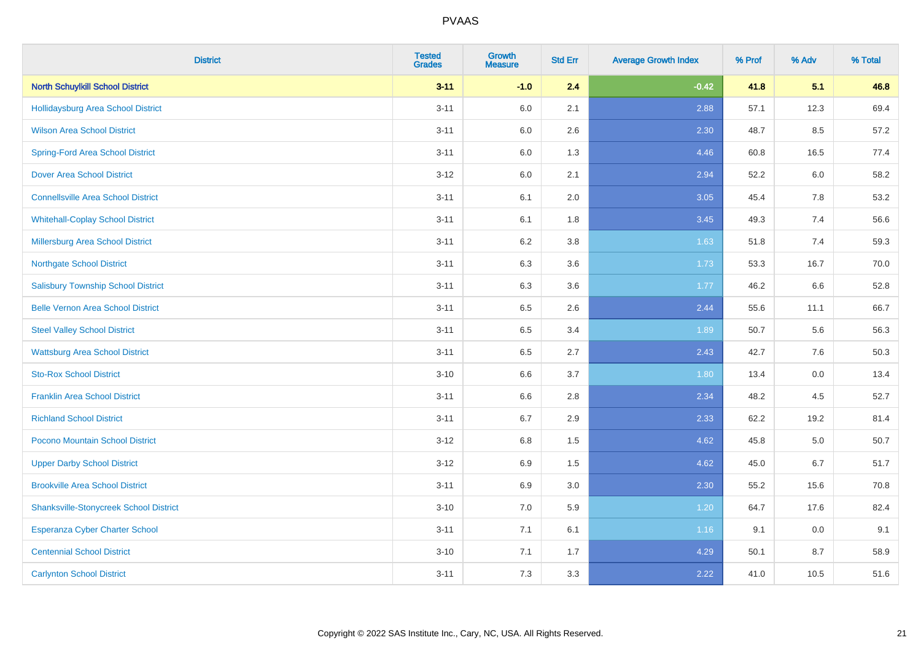# PVAAS

| District | Tested Grades | Growth Measure | Std Err | Average Growth Index | % Prof | % Adv | % Total |
|---|---|---|---|---|---|---|---|
| **North Schuylkill School District** | **3-11** | **-1.0** | **2.4** | **-0.42** | **41.8** | **5.1** | **46.8** |
| Hollidaysburg Area School District | 3-11 | 6.0 | 2.1 | 2.88 | 57.1 | 12.3 | 69.4 |
| Wilson Area School District | 3-11 | 6.0 | 2.6 | 2.30 | 48.7 | 8.5 | 57.2 |
| Spring-Ford Area School District | 3-11 | 6.0 | 1.3 | 4.46 | 60.8 | 16.5 | 77.4 |
| Dover Area School District | 3-12 | 6.0 | 2.1 | 2.94 | 52.2 | 6.0 | 58.2 |
| Connellsville Area School District | 3-11 | 6.1 | 2.0 | 3.05 | 45.4 | 7.8 | 53.2 |
| Whitehall-Coplay School District | 3-11 | 6.1 | 1.8 | 3.45 | 49.3 | 7.4 | 56.6 |
| Millersburg Area School District | 3-11 | 6.2 | 3.8 | 1.63 | 51.8 | 7.4 | 59.3 |
| Northgate School District | 3-11 | 6.3 | 3.6 | 1.73 | 53.3 | 16.7 | 70.0 |
| Salisbury Township School District | 3-11 | 6.3 | 3.6 | 1.77 | 46.2 | 6.6 | 52.8 |
| Belle Vernon Area School District | 3-11 | 6.5 | 2.6 | 2.44 | 55.6 | 11.1 | 66.7 |
| Steel Valley School District | 3-11 | 6.5 | 3.4 | 1.89 | 50.7 | 5.6 | 56.3 |
| Wattsburg Area School District | 3-11 | 6.5 | 2.7 | 2.43 | 42.7 | 7.6 | 50.3 |
| Sto-Rox School District | 3-10 | 6.6 | 3.7 | 1.80 | 13.4 | 0.0 | 13.4 |
| Franklin Area School District | 3-11 | 6.6 | 2.8 | 2.34 | 48.2 | 4.5 | 52.7 |
| Richland School District | 3-11 | 6.7 | 2.9 | 2.33 | 62.2 | 19.2 | 81.4 |
| Pocono Mountain School District | 3-12 | 6.8 | 1.5 | 4.62 | 45.8 | 5.0 | 50.7 |
| Upper Darby School District | 3-12 | 6.9 | 1.5 | 4.62 | 45.0 | 6.7 | 51.7 |
| Brookville Area School District | 3-11 | 6.9 | 3.0 | 2.30 | 55.2 | 15.6 | 70.8 |
| Shanksville-Stonycreek School District | 3-10 | 7.0 | 5.9 | 1.20 | 64.7 | 17.6 | 82.4 |
| Esperanza Cyber Charter School | 3-11 | 7.1 | 6.1 | 1.16 | 9.1 | 0.0 | 9.1 |
| Centennial School District | 3-10 | 7.1 | 1.7 | 4.29 | 50.1 | 8.7 | 58.9 |
| Carlynton School District | 3-11 | 7.3 | 3.3 | 2.22 | 41.0 | 10.5 | 51.6 |

Copyright © 2022 SAS Institute Inc., Cary, NC, USA. All Rights Reserved.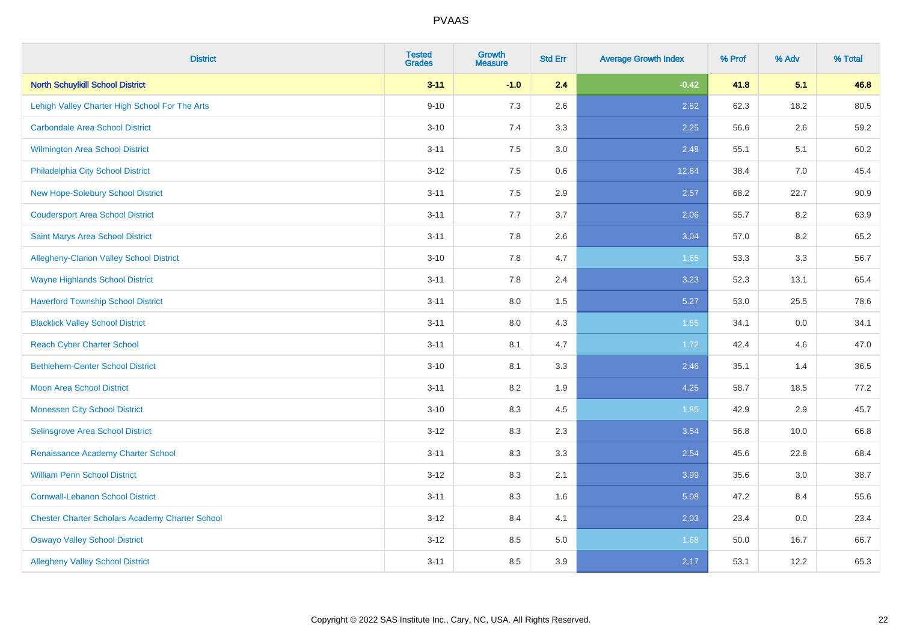PVAAS

| District | Tested Grades | Growth Measure | Std Err | Average Growth Index | % Prof | % Adv | % Total |
|---|---|---|---|---|---|---|---|
| **North Schuylkill School District** | **3-11** | **-1.0** | **2.4** | **-0.42** | **41.8** | **5.1** | **46.8** |
| Lehigh Valley Charter High School For The Arts | 9-10 | 7.3 | 2.6 | 2.82 | 62.3 | 18.2 | 80.5 |
| Carbondale Area School District | 3-10 | 7.4 | 3.3 | 2.25 | 56.6 | 2.6 | 59.2 |
| Wilmington Area School District | 3-11 | 7.5 | 3.0 | 2.48 | 55.1 | 5.1 | 60.2 |
| Philadelphia City School District | 3-12 | 7.5 | 0.6 | 12.64 | 38.4 | 7.0 | 45.4 |
| New Hope-Solebury School District | 3-11 | 7.5 | 2.9 | 2.57 | 68.2 | 22.7 | 90.9 |
| Coudersport Area School District | 3-11 | 7.7 | 3.7 | 2.06 | 55.7 | 8.2 | 63.9 |
| Saint Marys Area School District | 3-11 | 7.8 | 2.6 | 3.04 | 57.0 | 8.2 | 65.2 |
| Allegheny-Clarion Valley School District | 3-10 | 7.8 | 4.7 | 1.65 | 53.3 | 3.3 | 56.7 |
| Wayne Highlands School District | 3-11 | 7.8 | 2.4 | 3.23 | 52.3 | 13.1 | 65.4 |
| Haverford Township School District | 3-11 | 8.0 | 1.5 | 5.27 | 53.0 | 25.5 | 78.6 |
| Blacklick Valley School District | 3-11 | 8.0 | 4.3 | 1.85 | 34.1 | 0.0 | 34.1 |
| Reach Cyber Charter School | 3-11 | 8.1 | 4.7 | 1.72 | 42.4 | 4.6 | 47.0 |
| Bethlehem-Center School District | 3-10 | 8.1 | 3.3 | 2.46 | 35.1 | 1.4 | 36.5 |
| Moon Area School District | 3-11 | 8.2 | 1.9 | 4.25 | 58.7 | 18.5 | 77.2 |
| Monessen City School District | 3-10 | 8.3 | 4.5 | 1.85 | 42.9 | 2.9 | 45.7 |
| Selinsgrove Area School District | 3-12 | 8.3 | 2.3 | 3.54 | 56.8 | 10.0 | 66.8 |
| Renaissance Academy Charter School | 3-11 | 8.3 | 3.3 | 2.54 | 45.6 | 22.8 | 68.4 |
| William Penn School District | 3-12 | 8.3 | 2.1 | 3.99 | 35.6 | 3.0 | 38.7 |
| Cornwall-Lebanon School District | 3-11 | 8.3 | 1.6 | 5.08 | 47.2 | 8.4 | 55.6 |
| Chester Charter Scholars Academy Charter School | 3-12 | 8.4 | 4.1 | 2.03 | 23.4 | 0.0 | 23.4 |
| Oswayo Valley School District | 3-12 | 8.5 | 5.0 | 1.68 | 50.0 | 16.7 | 66.7 |
| Allegheny Valley School District | 3-11 | 8.5 | 3.9 | 2.17 | 53.1 | 12.2 | 65.3 |

Copyright © 2022 SAS Institute Inc., Cary, NC, USA. All Rights Reserved.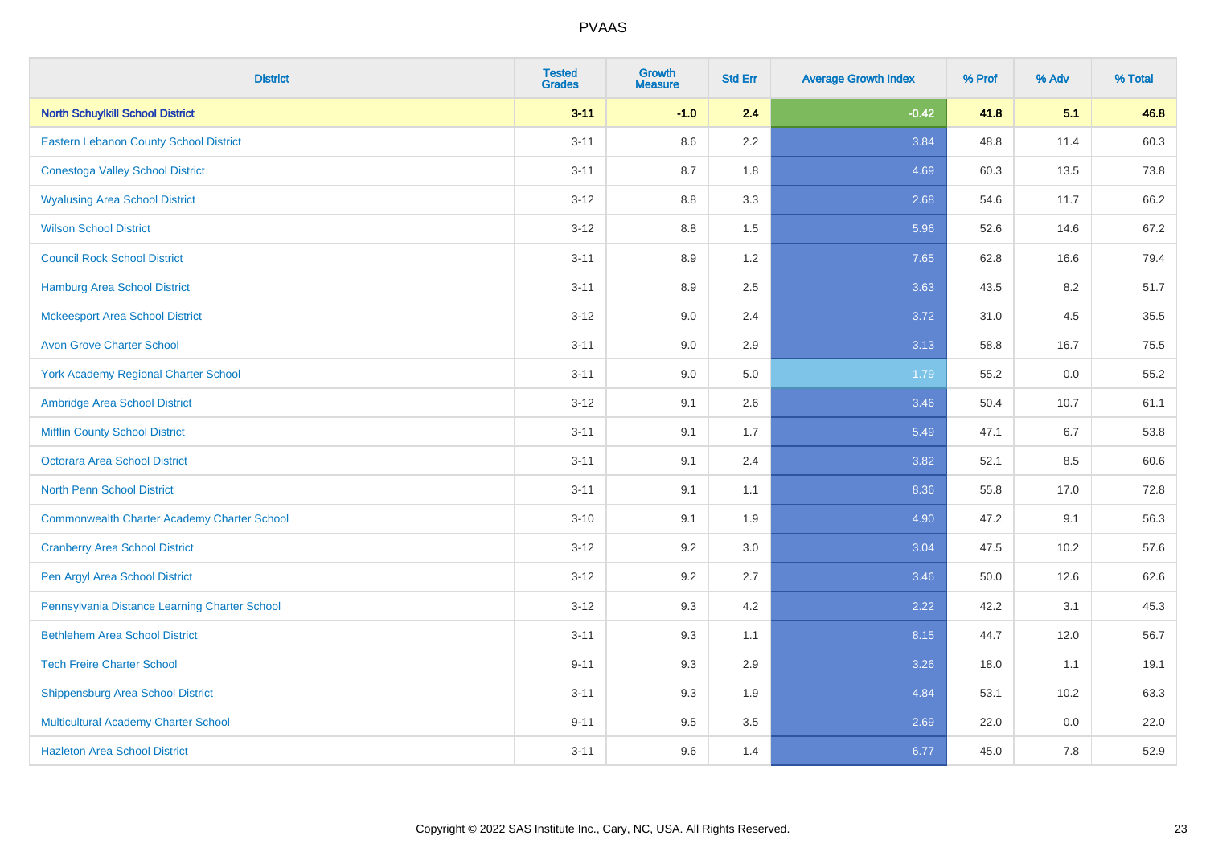# PVAAS

| District | Tested Grades | Growth Measure | Std Err | Average Growth Index | % Prof | % Adv | % Total |
|---|---|---|---|---|---|---|---|
| **North Schuylkill School District** | **3-11** | **-1.0** | **2.4** | **-0.42** | **41.8** | **5.1** | **46.8** |
| Eastern Lebanon County School District | 3-11 | 8.6 | 2.2 | 3.84 | 48.8 | 11.4 | 60.3 |
| Conestoga Valley School District | 3-11 | 8.7 | 1.8 | 4.69 | 60.3 | 13.5 | 73.8 |
| Wyalusing Area School District | 3-12 | 8.8 | 3.3 | 2.68 | 54.6 | 11.7 | 66.2 |
| Wilson School District | 3-12 | 8.8 | 1.5 | 5.96 | 52.6 | 14.6 | 67.2 |
| Council Rock School District | 3-11 | 8.9 | 1.2 | 7.65 | 62.8 | 16.6 | 79.4 |
| Hamburg Area School District | 3-11 | 8.9 | 2.5 | 3.63 | 43.5 | 8.2 | 51.7 |
| Mckeesport Area School District | 3-12 | 9.0 | 2.4 | 3.72 | 31.0 | 4.5 | 35.5 |
| Avon Grove Charter School | 3-11 | 9.0 | 2.9 | 3.13 | 58.8 | 16.7 | 75.5 |
| York Academy Regional Charter School | 3-11 | 9.0 | 5.0 | 1.79 | 55.2 | 0.0 | 55.2 |
| Ambridge Area School District | 3-12 | 9.1 | 2.6 | 3.46 | 50.4 | 10.7 | 61.1 |
| Mifflin County School District | 3-11 | 9.1 | 1.7 | 5.49 | 47.1 | 6.7 | 53.8 |
| Octorara Area School District | 3-11 | 9.1 | 2.4 | 3.82 | 52.1 | 8.5 | 60.6 |
| North Penn School District | 3-11 | 9.1 | 1.1 | 8.36 | 55.8 | 17.0 | 72.8 |
| Commonwealth Charter Academy Charter School | 3-10 | 9.1 | 1.9 | 4.90 | 47.2 | 9.1 | 56.3 |
| Cranberry Area School District | 3-12 | 9.2 | 3.0 | 3.04 | 47.5 | 10.2 | 57.6 |
| Pen Argyl Area School District | 3-12 | 9.2 | 2.7 | 3.46 | 50.0 | 12.6 | 62.6 |
| Pennsylvania Distance Learning Charter School | 3-12 | 9.3 | 4.2 | 2.22 | 42.2 | 3.1 | 45.3 |
| Bethlehem Area School District | 3-11 | 9.3 | 1.1 | 8.15 | 44.7 | 12.0 | 56.7 |
| Tech Freire Charter School | 9-11 | 9.3 | 2.9 | 3.26 | 18.0 | 1.1 | 19.1 |
| Shippensburg Area School District | 3-11 | 9.3 | 1.9 | 4.84 | 53.1 | 10.2 | 63.3 |
| Multicultural Academy Charter School | 9-11 | 9.5 | 3.5 | 2.69 | 22.0 | 0.0 | 22.0 |
| Hazleton Area School District | 3-11 | 9.6 | 1.4 | 6.77 | 45.0 | 7.8 | 52.9 |

Copyright © 2022 SAS Institute Inc., Cary, NC, USA. All Rights Reserved.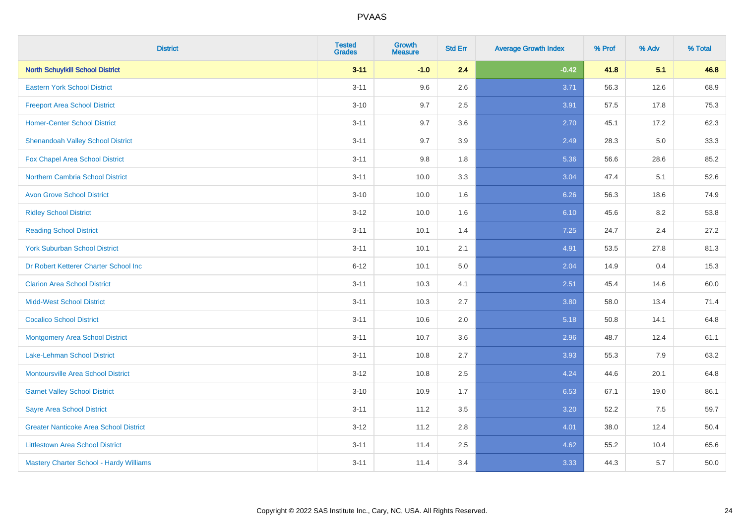# PVAAS

| District | Tested Grades | Growth Measure | Std Err | Average Growth Index | % Prof | % Adv | % Total |
|---|---|---|---|---|---|---|---|
| **North Schuylkill School District** | **3-11** | **-1.0** | **2.4** | **-0.42** | **41.8** | **5.1** | **46.8** |
| Eastern York School District | 3-11 | 9.6 | 2.6 | 3.71 | 56.3 | 12.6 | 68.9 |
| Freeport Area School District | 3-10 | 9.7 | 2.5 | 3.91 | 57.5 | 17.8 | 75.3 |
| Homer-Center School District | 3-11 | 9.7 | 3.6 | 2.70 | 45.1 | 17.2 | 62.3 |
| Shenandoah Valley School District | 3-11 | 9.7 | 3.9 | 2.49 | 28.3 | 5.0 | 33.3 |
| Fox Chapel Area School District | 3-11 | 9.8 | 1.8 | 5.36 | 56.6 | 28.6 | 85.2 |
| Northern Cambria School District | 3-11 | 10.0 | 3.3 | 3.04 | 47.4 | 5.1 | 52.6 |
| Avon Grove School District | 3-10 | 10.0 | 1.6 | 6.26 | 56.3 | 18.6 | 74.9 |
| Ridley School District | 3-12 | 10.0 | 1.6 | 6.10 | 45.6 | 8.2 | 53.8 |
| Reading School District | 3-11 | 10.1 | 1.4 | 7.25 | 24.7 | 2.4 | 27.2 |
| York Suburban School District | 3-11 | 10.1 | 2.1 | 4.91 | 53.5 | 27.8 | 81.3 |
| Dr Robert Ketterer Charter School Inc | 6-12 | 10.1 | 5.0 | 2.04 | 14.9 | 0.4 | 15.3 |
| Clarion Area School District | 3-11 | 10.3 | 4.1 | 2.51 | 45.4 | 14.6 | 60.0 |
| Midd-West School District | 3-11 | 10.3 | 2.7 | 3.80 | 58.0 | 13.4 | 71.4 |
| Cocalico School District | 3-11 | 10.6 | 2.0 | 5.18 | 50.8 | 14.1 | 64.8 |
| Montgomery Area School District | 3-11 | 10.7 | 3.6 | 2.96 | 48.7 | 12.4 | 61.1 |
| Lake-Lehman School District | 3-11 | 10.8 | 2.7 | 3.93 | 55.3 | 7.9 | 63.2 |
| Montoursville Area School District | 3-12 | 10.8 | 2.5 | 4.24 | 44.6 | 20.1 | 64.8 |
| Garnet Valley School District | 3-10 | 10.9 | 1.7 | 6.53 | 67.1 | 19.0 | 86.1 |
| Sayre Area School District | 3-11 | 11.2 | 3.5 | 3.20 | 52.2 | 7.5 | 59.7 |
| Greater Nanticoke Area School District | 3-12 | 11.2 | 2.8 | 4.01 | 38.0 | 12.4 | 50.4 |
| Littlestown Area School District | 3-11 | 11.4 | 2.5 | 4.62 | 55.2 | 10.4 | 65.6 |
| Mastery Charter School - Hardy Williams | 3-11 | 11.4 | 3.4 | 3.33 | 44.3 | 5.7 | 50.0 |

Copyright © 2022 SAS Institute Inc., Cary, NC, USA. All Rights Reserved.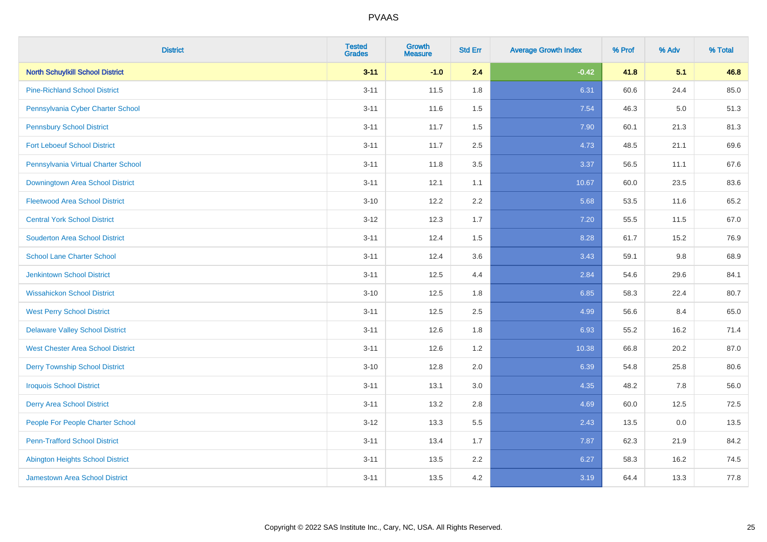| District | Tested Grades | Growth Measure | Std Err | Average Growth Index | % Prof | % Adv | % Total |
|---|---|---|---|---|---|---|---|
| **North Schuylkill School District** | **3-11** | **-1.0** | **2.4** | **-0.42** | **41.8** | **5.1** | **46.8** |
| Pine-Richland School District | 3-11 | 11.5 | 1.8 | 6.31 | 60.6 | 24.4 | 85.0 |
| Pennsylvania Cyber Charter School | 3-11 | 11.6 | 1.5 | 7.54 | 46.3 | 5.0 | 51.3 |
| Pennsbury School District | 3-11 | 11.7 | 1.5 | 7.90 | 60.1 | 21.3 | 81.3 |
| Fort Leboeuf School District | 3-11 | 11.7 | 2.5 | 4.73 | 48.5 | 21.1 | 69.6 |
| Pennsylvania Virtual Charter School | 3-11 | 11.8 | 3.5 | 3.37 | 56.5 | 11.1 | 67.6 |
| Downingtown Area School District | 3-11 | 12.1 | 1.1 | 10.67 | 60.0 | 23.5 | 83.6 |
| Fleetwood Area School District | 3-10 | 12.2 | 2.2 | 5.68 | 53.5 | 11.6 | 65.2 |
| Central York School District | 3-12 | 12.3 | 1.7 | 7.20 | 55.5 | 11.5 | 67.0 |
| Souderton Area School District | 3-11 | 12.4 | 1.5 | 8.28 | 61.7 | 15.2 | 76.9 |
| School Lane Charter School | 3-11 | 12.4 | 3.6 | 3.43 | 59.1 | 9.8 | 68.9 |
| Jenkintown School District | 3-11 | 12.5 | 4.4 | 2.84 | 54.6 | 29.6 | 84.1 |
| Wissahickon School District | 3-10 | 12.5 | 1.8 | 6.85 | 58.3 | 22.4 | 80.7 |
| West Perry School District | 3-11 | 12.5 | 2.5 | 4.99 | 56.6 | 8.4 | 65.0 |
| Delaware Valley School District | 3-11 | 12.6 | 1.8 | 6.93 | 55.2 | 16.2 | 71.4 |
| West Chester Area School District | 3-11 | 12.6 | 1.2 | 10.38 | 66.8 | 20.2 | 87.0 |
| Derry Township School District | 3-10 | 12.8 | 2.0 | 6.39 | 54.8 | 25.8 | 80.6 |
| Iroquois School District | 3-11 | 13.1 | 3.0 | 4.35 | 48.2 | 7.8 | 56.0 |
| Derry Area School District | 3-11 | 13.2 | 2.8 | 4.69 | 60.0 | 12.5 | 72.5 |
| People For People Charter School | 3-12 | 13.3 | 5.5 | 2.43 | 13.5 | 0.0 | 13.5 |
| Penn-Trafford School District | 3-11 | 13.4 | 1.7 | 7.87 | 62.3 | 21.9 | 84.2 |
| Abington Heights School District | 3-11 | 13.5 | 2.2 | 6.27 | 58.3 | 16.2 | 74.5 |
| Jamestown Area School District | 3-11 | 13.5 | 4.2 | 3.19 | 64.4 | 13.3 | 77.8 |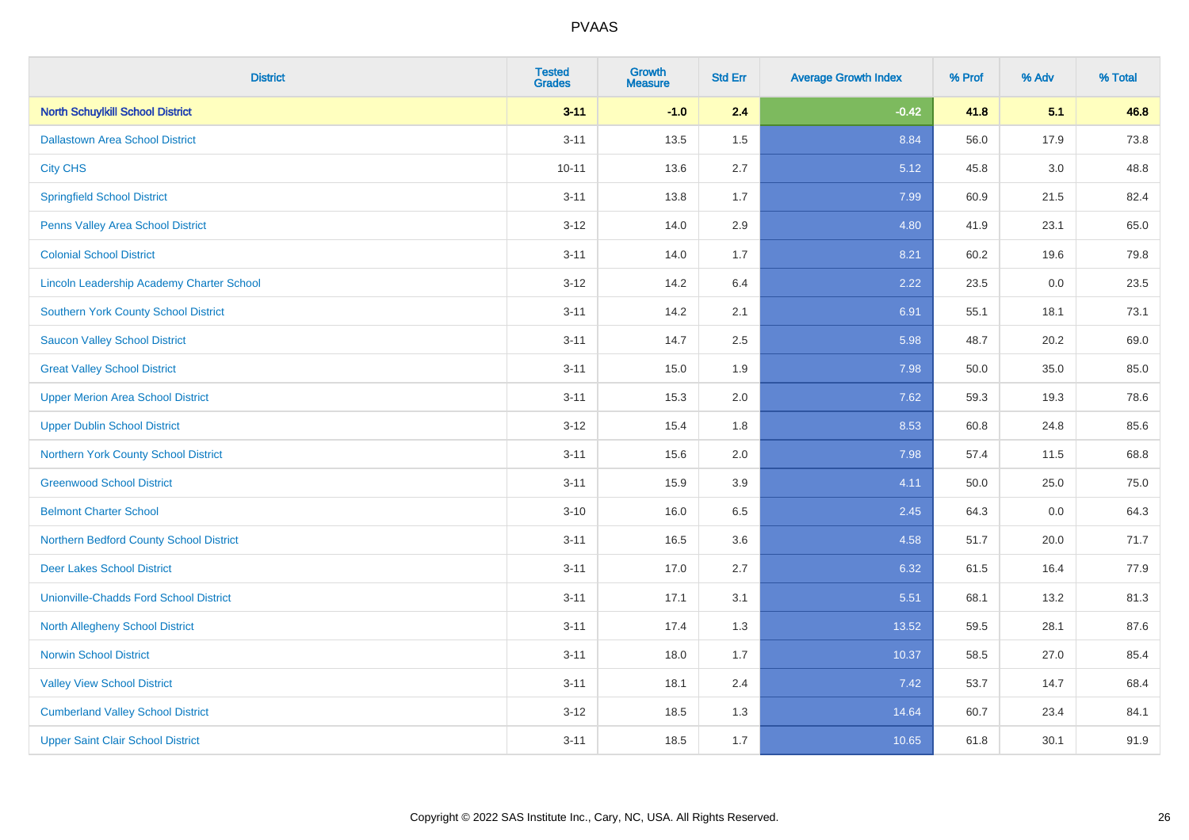# PVAAS

| District | Tested Grades | Growth Measure | Std Err | Average Growth Index | % Prof | % Adv | % Total |
|---|---|---|---|---|---|---|---|
| **North Schuylkill School District** | **3-11** | **-1.0** | **2.4** | **-0.42** | **41.8** | **5.1** | **46.8** |
| Dallastown Area School District | 3-11 | 13.5 | 1.5 | 8.84 | 56.0 | 17.9 | 73.8 |
| City CHS | 10-11 | 13.6 | 2.7 | 5.12 | 45.8 | 3.0 | 48.8 |
| Springfield School District | 3-11 | 13.8 | 1.7 | 7.99 | 60.9 | 21.5 | 82.4 |
| Penns Valley Area School District | 3-12 | 14.0 | 2.9 | 4.80 | 41.9 | 23.1 | 65.0 |
| Colonial School District | 3-11 | 14.0 | 1.7 | 8.21 | 60.2 | 19.6 | 79.8 |
| Lincoln Leadership Academy Charter School | 3-12 | 14.2 | 6.4 | 2.22 | 23.5 | 0.0 | 23.5 |
| Southern York County School District | 3-11 | 14.2 | 2.1 | 6.91 | 55.1 | 18.1 | 73.1 |
| Saucon Valley School District | 3-11 | 14.7 | 2.5 | 5.98 | 48.7 | 20.2 | 69.0 |
| Great Valley School District | 3-11 | 15.0 | 1.9 | 7.98 | 50.0 | 35.0 | 85.0 |
| Upper Merion Area School District | 3-11 | 15.3 | 2.0 | 7.62 | 59.3 | 19.3 | 78.6 |
| Upper Dublin School District | 3-12 | 15.4 | 1.8 | 8.53 | 60.8 | 24.8 | 85.6 |
| Northern York County School District | 3-11 | 15.6 | 2.0 | 7.98 | 57.4 | 11.5 | 68.8 |
| Greenwood School District | 3-11 | 15.9 | 3.9 | 4.11 | 50.0 | 25.0 | 75.0 |
| Belmont Charter School | 3-10 | 16.0 | 6.5 | 2.45 | 64.3 | 0.0 | 64.3 |
| Northern Bedford County School District | 3-11 | 16.5 | 3.6 | 4.58 | 51.7 | 20.0 | 71.7 |
| Deer Lakes School District | 3-11 | 17.0 | 2.7 | 6.32 | 61.5 | 16.4 | 77.9 |
| Unionville-Chadds Ford School District | 3-11 | 17.1 | 3.1 | 5.51 | 68.1 | 13.2 | 81.3 |
| North Allegheny School District | 3-11 | 17.4 | 1.3 | 13.52 | 59.5 | 28.1 | 87.6 |
| Norwin School District | 3-11 | 18.0 | 1.7 | 10.37 | 58.5 | 27.0 | 85.4 |
| Valley View School District | 3-11 | 18.1 | 2.4 | 7.42 | 53.7 | 14.7 | 68.4 |
| Cumberland Valley School District | 3-12 | 18.5 | 1.3 | 14.64 | 60.7 | 23.4 | 84.1 |
| Upper Saint Clair School District | 3-11 | 18.5 | 1.7 | 10.65 | 61.8 | 30.1 | 91.9 |

Copyright © 2022 SAS Institute Inc., Cary, NC, USA. All Rights Reserved.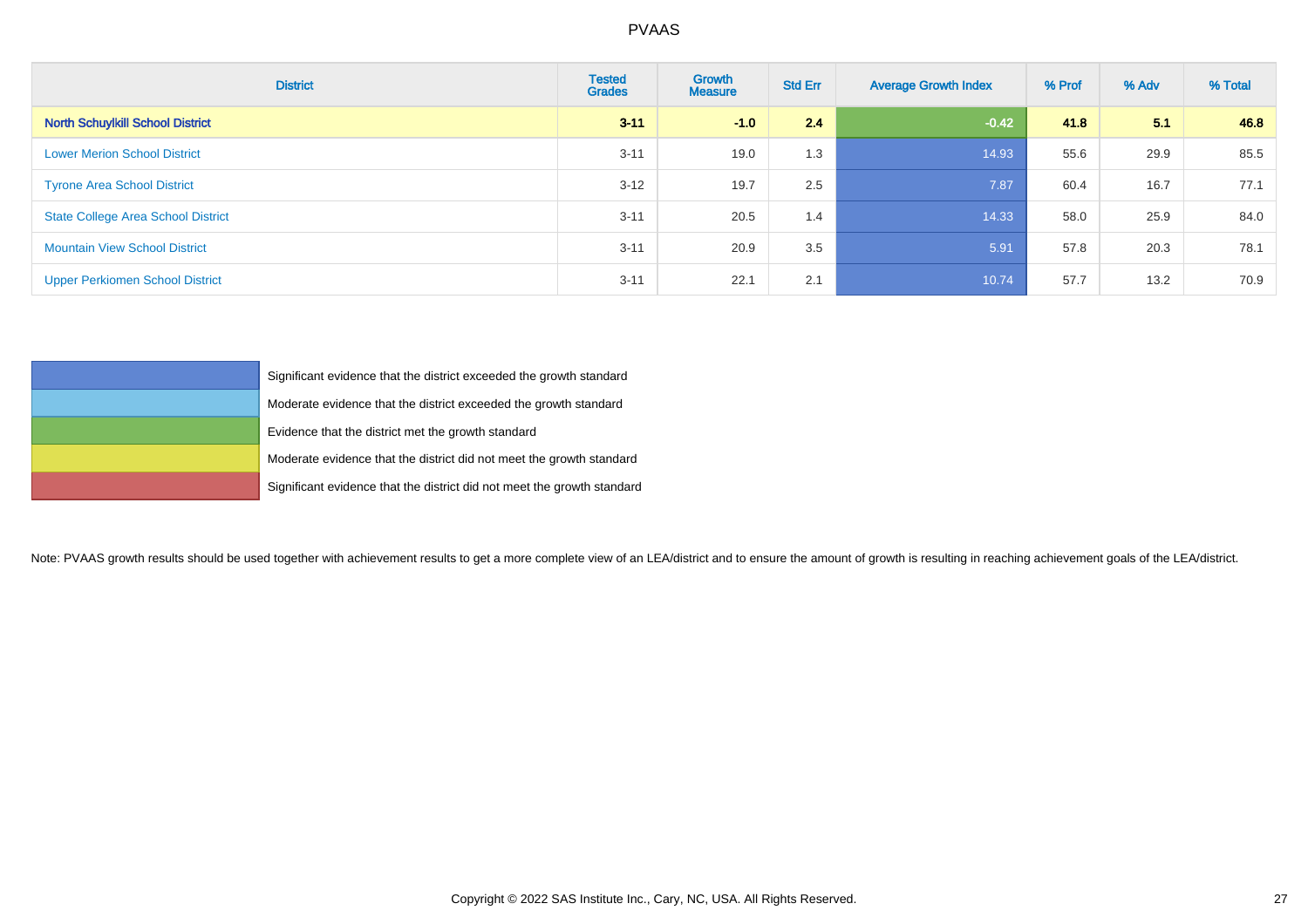# PVAAS

| District | Tested Grades | Growth Measure | Std Err | Average Growth Index | % Prof | % Adv | % Total |
|---|---|---|---|---|---|---|---|
| **North Schuylkill School District** | **3-11** | **-1.0** | **2.4** | **-0.42** | **41.8** | **5.1** | **46.8** |
| Lower Merion School District | 3-11 | 19.0 | 1.3 | 14.93 | 55.6 | 29.9 | 85.5 |
| Tyrone Area School District | 3-12 | 19.7 | 2.5 | 7.87 | 60.4 | 16.7 | 77.1 |
| State College Area School District | 3-11 | 20.5 | 1.4 | 14.33 | 58.0 | 25.9 | 84.0 |
| Mountain View School District | 3-11 | 20.9 | 3.5 | 5.91 | 57.8 | 20.3 | 78.1 |
| Upper Perkiomen School District | 3-11 | 22.1 | 2.1 | 10.74 | 57.7 | 13.2 | 70.9 |

- Significant evidence that the district exceeded the growth standard
- Moderate evidence that the district exceeded the growth standard
- Evidence that the district met the growth standard
- Moderate evidence that the district did not meet the growth standard
- Significant evidence that the district did not meet the growth standard

Note: PVAAS growth results should be used together with achievement results to get a more complete view of an LEA/district and to ensure the amount of growth is resulting in reaching achievement goals of the LEA/district.

Copyright © 2022 SAS Institute Inc., Cary, NC, USA. All Rights Reserved.